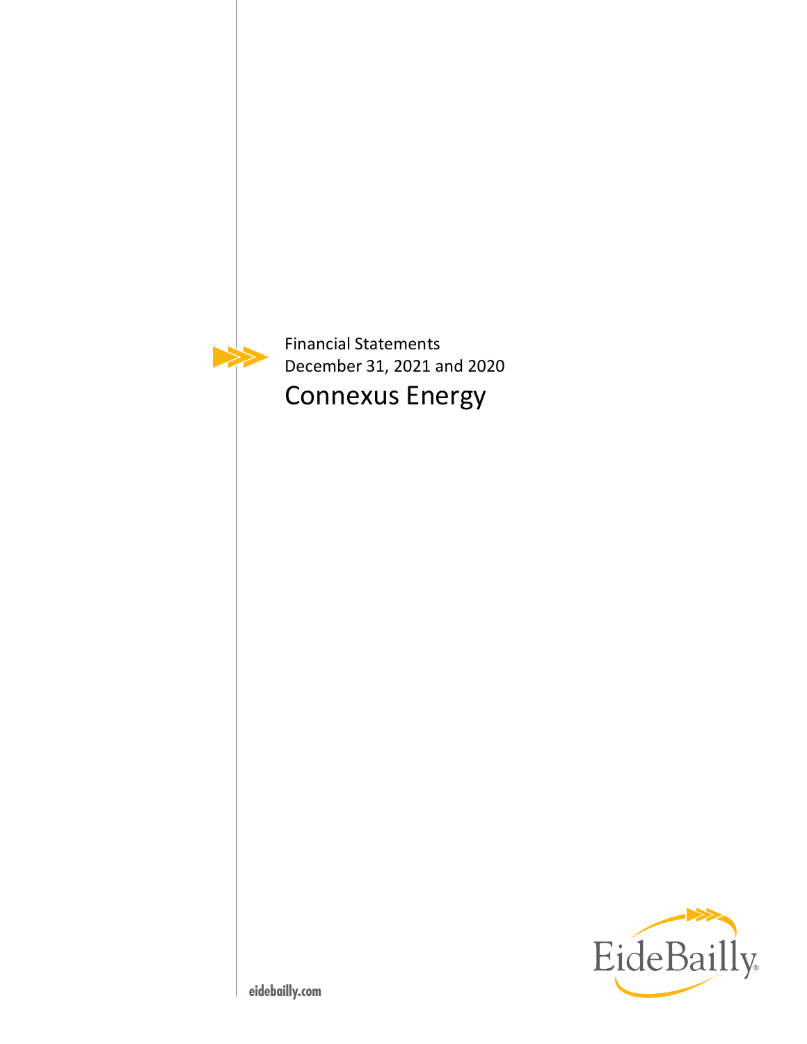Financial Statements

December 31, 2021 and 2020

# Connexus Energy

EideBailly

eidebailly.com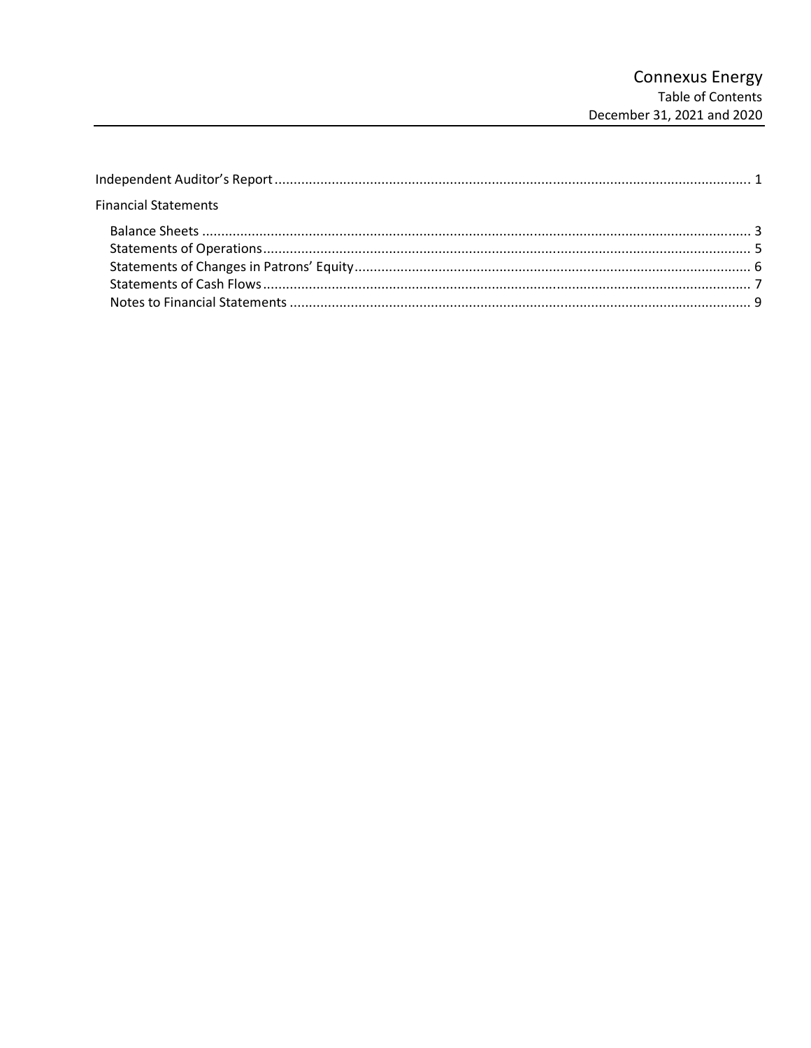# Connexus Energy
## Table of Contents
### December 31, 2021 and 2020

| | |
|---|---|
| Independent Auditor's Report | 1 |
| **Financial Statements** | |
| Balance Sheets | 3 |
| Statements of Operations | 5 |
| Statements of Changes in Patrons' Equity | 6 |
| Statements of Cash Flows | 7 |
| Notes to Financial Statements | 9 |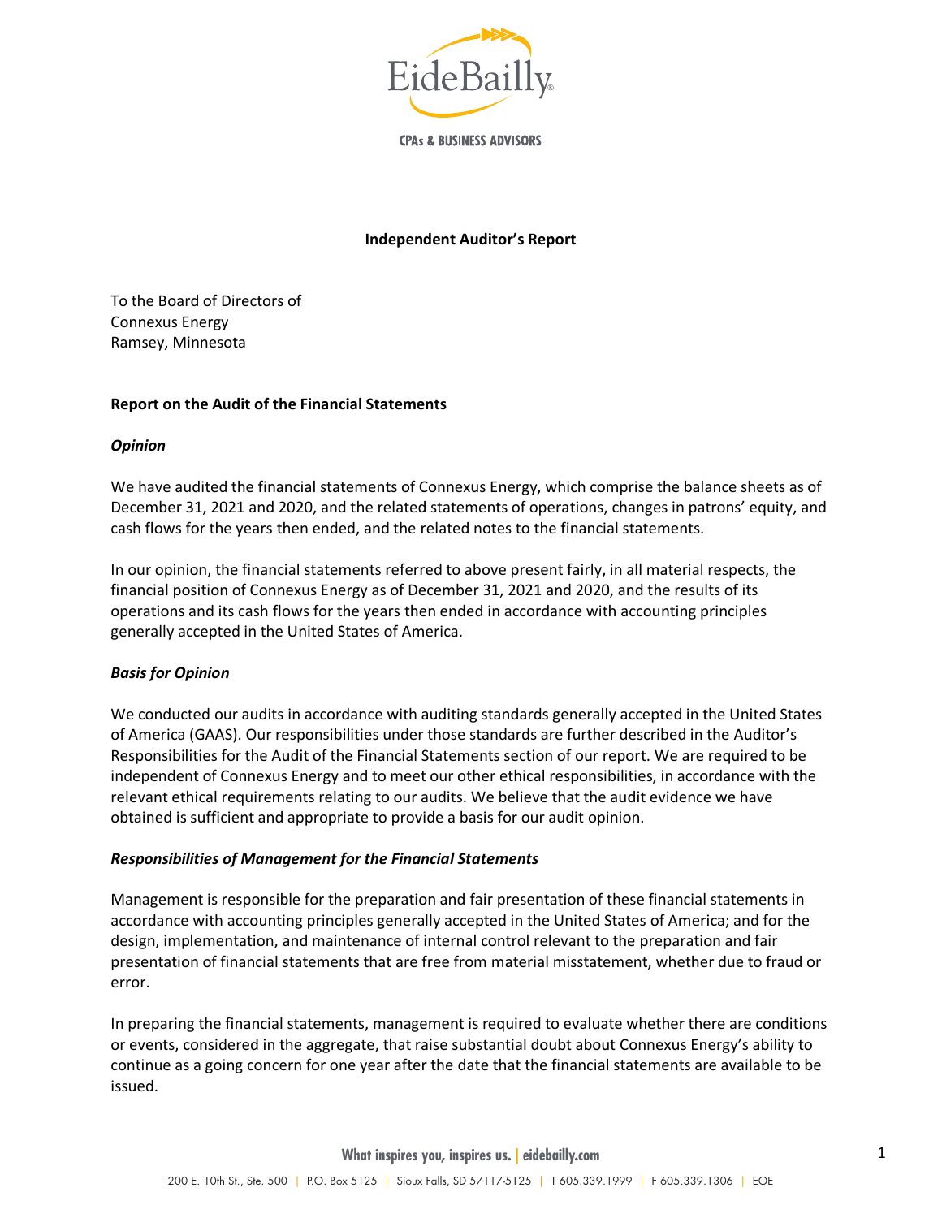**Independent Auditor's Report**

To the Board of Directors of
Connexus Energy
Ramsey, Minnesota

**Report on the Audit of the Financial Statements**

***Opinion***

We have audited the financial statements of Connexus Energy, which comprise the balance sheets as of December 31, 2021 and 2020, and the related statements of operations, changes in patrons' equity, and cash flows for the years then ended, and the related notes to the financial statements.

In our opinion, the financial statements referred to above present fairly, in all material respects, the financial position of Connexus Energy as of December 31, 2021 and 2020, and the results of its operations and its cash flows for the years then ended in accordance with accounting principles generally accepted in the United States of America.

***Basis for Opinion***

We conducted our audits in accordance with auditing standards generally accepted in the United States of America (GAAS). Our responsibilities under those standards are further described in the Auditor's Responsibilities for the Audit of the Financial Statements section of our report. We are required to be independent of Connexus Energy and to meet our other ethical responsibilities, in accordance with the relevant ethical requirements relating to our audits. We believe that the audit evidence we have obtained is sufficient and appropriate to provide a basis for our audit opinion.

***Responsibilities of Management for the Financial Statements***

Management is responsible for the preparation and fair presentation of these financial statements in accordance with accounting principles generally accepted in the United States of America; and for the design, implementation, and maintenance of internal control relevant to the preparation and fair presentation of financial statements that are free from material misstatement, whether due to fraud or error.

In preparing the financial statements, management is required to evaluate whether there are conditions or events, considered in the aggregate, that raise substantial doubt about Connexus Energy's ability to continue as a going concern for one year after the date that the financial statements are available to be issued.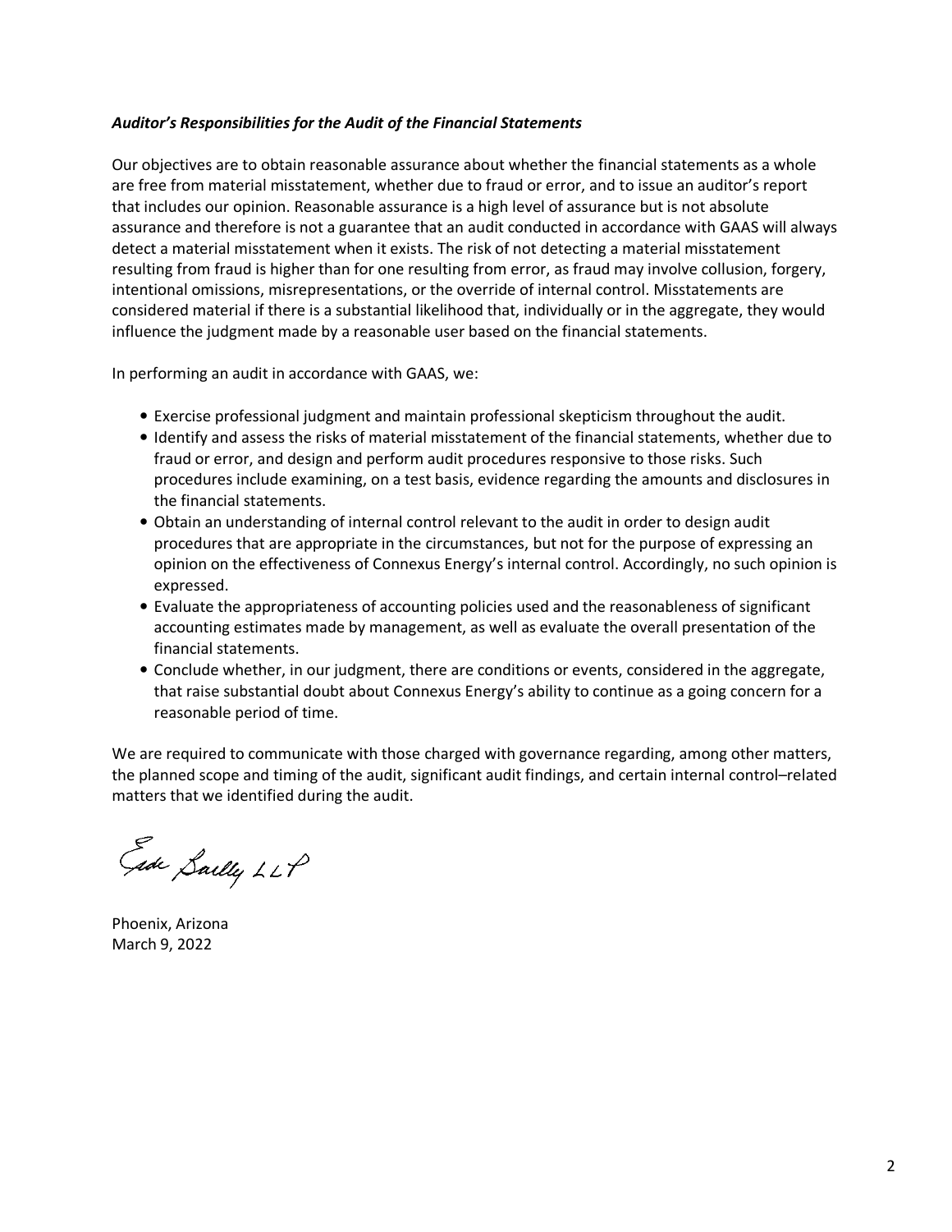***Auditor's Responsibilities for the Audit of the Financial Statements***

Our objectives are to obtain reasonable assurance about whether the financial statements as a whole are free from material misstatement, whether due to fraud or error, and to issue an auditor's report that includes our opinion. Reasonable assurance is a high level of assurance but is not absolute assurance and therefore is not a guarantee that an audit conducted in accordance with GAAS will always detect a material misstatement when it exists. The risk of not detecting a material misstatement resulting from fraud is higher than for one resulting from error, as fraud may involve collusion, forgery, intentional omissions, misrepresentations, or the override of internal control. Misstatements are considered material if there is a substantial likelihood that, individually or in the aggregate, they would influence the judgment made by a reasonable user based on the financial statements.

In performing an audit in accordance with GAAS, we:

- Exercise professional judgment and maintain professional skepticism throughout the audit.
- Identify and assess the risks of material misstatement of the financial statements, whether due to fraud or error, and design and perform audit procedures responsive to those risks. Such procedures include examining, on a test basis, evidence regarding the amounts and disclosures in the financial statements.
- Obtain an understanding of internal control relevant to the audit in order to design audit procedures that are appropriate in the circumstances, but not for the purpose of expressing an opinion on the effectiveness of Connexus Energy's internal control. Accordingly, no such opinion is expressed.
- Evaluate the appropriateness of accounting policies used and the reasonableness of significant accounting estimates made by management, as well as evaluate the overall presentation of the financial statements.
- Conclude whether, in our judgment, there are conditions or events, considered in the aggregate, that raise substantial doubt about Connexus Energy's ability to continue as a going concern for a reasonable period of time.

We are required to communicate with those charged with governance regarding, among other matters, the planned scope and timing of the audit, significant audit findings, and certain internal control–related matters that we identified during the audit.

Eide Bailly LLP

Phoenix, Arizona
March 9, 2022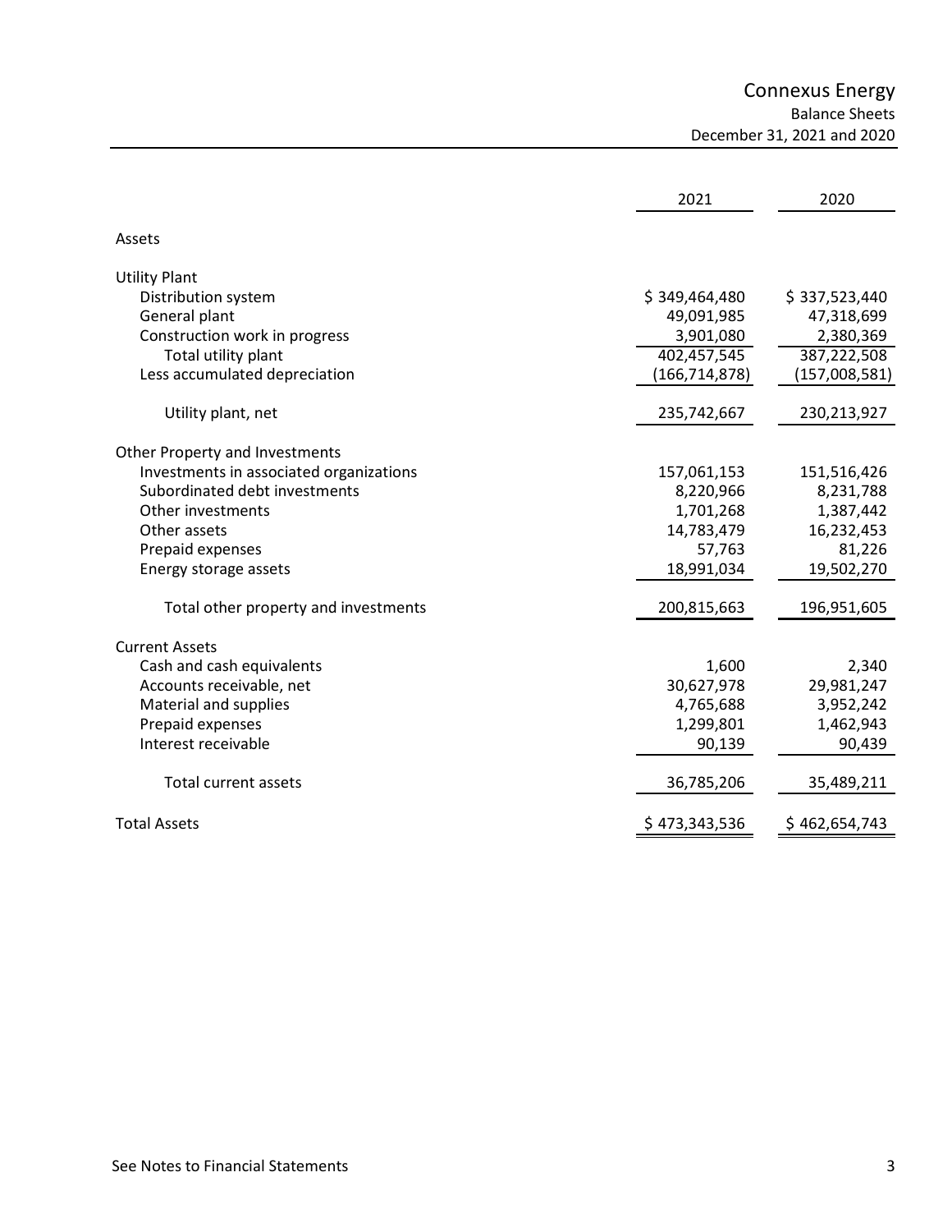# Connexus Energy

## Balance Sheets

### December 31, 2021 and 2020

| | 2021 | 2020 |
|---|---|---|
| **Assets** | | |
| **Utility Plant** | | |
| Distribution system | $ 349,464,480 | $ 337,523,440 |
| General plant | 49,091,985 | 47,318,699 |
| Construction work in progress | 3,901,080 | 2,380,369 |
| Total utility plant | 402,457,545 | 387,222,508 |
| Less accumulated depreciation | (166,714,878) | (157,008,581) |
| Utility plant, net | 235,742,667 | 230,213,927 |
| **Other Property and Investments** | | |
| Investments in associated organizations | 157,061,153 | 151,516,426 |
| Subordinated debt investments | 8,220,966 | 8,231,788 |
| Other investments | 1,701,268 | 1,387,442 |
| Other assets | 14,783,479 | 16,232,453 |
| Prepaid expenses | 57,763 | 81,226 |
| Energy storage assets | 18,991,034 | 19,502,270 |
| Total other property and investments | 200,815,663 | 196,951,605 |
| **Current Assets** | | |
| Cash and cash equivalents | 1,600 | 2,340 |
| Accounts receivable, net | 30,627,978 | 29,981,247 |
| Material and supplies | 4,765,688 | 3,952,242 |
| Prepaid expenses | 1,299,801 | 1,462,943 |
| Interest receivable | 90,139 | 90,439 |
| Total current assets | 36,785,206 | 35,489,211 |
| **Total Assets** | $ 473,343,536 | $ 462,654,743 |

See Notes to Financial Statements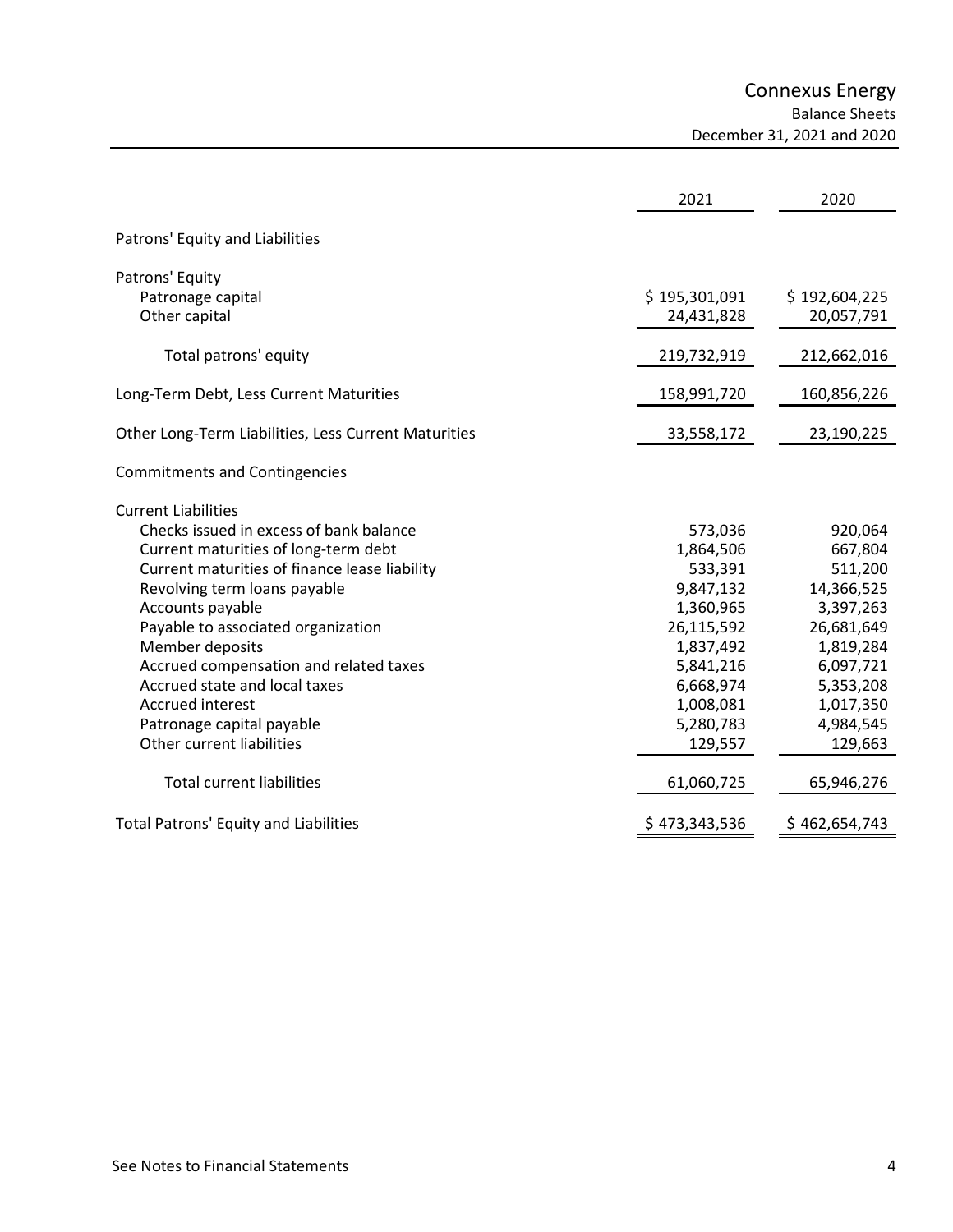# Connexus Energy

## Balance Sheets

### December 31, 2021 and 2020

| | 2021 | 2020 |
|---|---|---|
| **Patrons' Equity and Liabilities** | | |
| Patrons' Equity | | |
| Patronage capital | $ 195,301,091 | $ 192,604,225 |
| Other capital | 24,431,828 | 20,057,791 |
| Total patrons' equity | 219,732,919 | 212,662,016 |
| Long-Term Debt, Less Current Maturities | 158,991,720 | 160,856,226 |
| Other Long-Term Liabilities, Less Current Maturities | 33,558,172 | 23,190,225 |
| Commitments and Contingencies | | |
| Current Liabilities | | |
| Checks issued in excess of bank balance | 573,036 | 920,064 |
| Current maturities of long-term debt | 1,864,506 | 667,804 |
| Current maturities of finance lease liability | 533,391 | 511,200 |
| Revolving term loans payable | 9,847,132 | 14,366,525 |
| Accounts payable | 1,360,965 | 3,397,263 |
| Payable to associated organization | 26,115,592 | 26,681,649 |
| Member deposits | 1,837,492 | 1,819,284 |
| Accrued compensation and related taxes | 5,841,216 | 6,097,721 |
| Accrued state and local taxes | 6,668,974 | 5,353,208 |
| Accrued interest | 1,008,081 | 1,017,350 |
| Patronage capital payable | 5,280,783 | 4,984,545 |
| Other current liabilities | 129,557 | 129,663 |
| Total current liabilities | 61,060,725 | 65,946,276 |
| Total Patrons' Equity and Liabilities | $ 473,343,536 | $ 462,654,743 |

See Notes to Financial Statements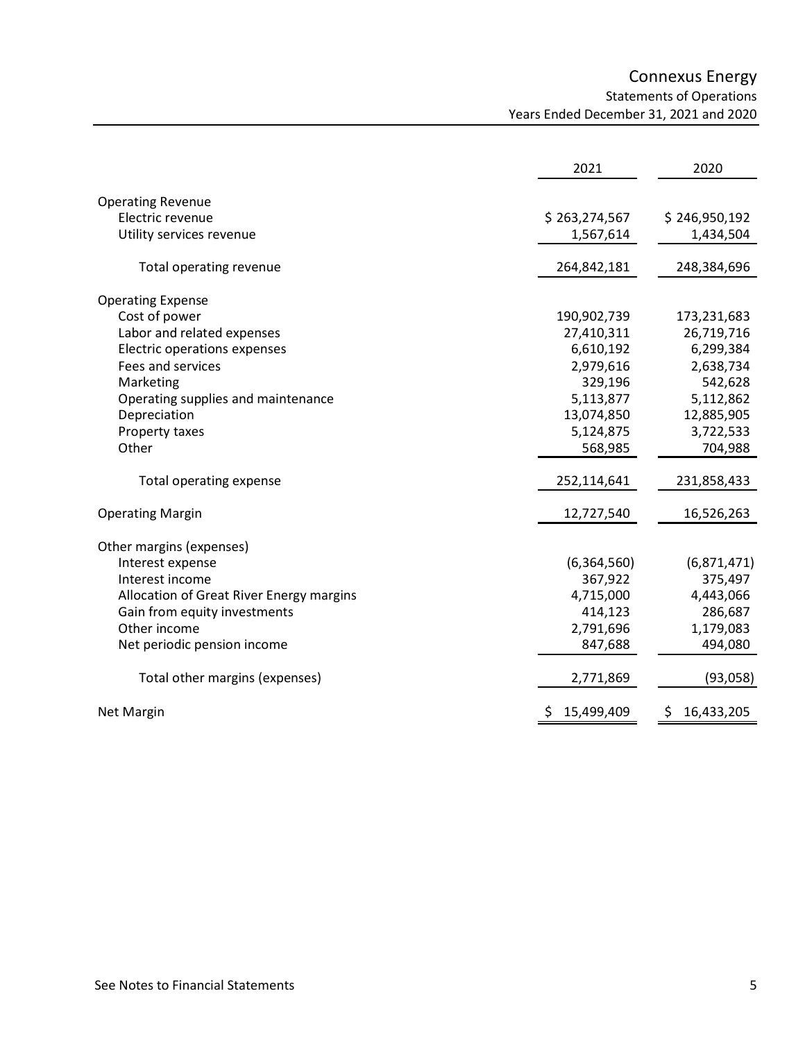# Connexus Energy

## Statements of Operations

### Years Ended December 31, 2021 and 2020

| | 2021 | 2020 |
|---|---|---|
| **Operating Revenue** | | |
| Electric revenue | $ 263,274,567 | $ 246,950,192 |
| Utility services revenue | 1,567,614 | 1,434,504 |
| Total operating revenue | 264,842,181 | 248,384,696 |
| **Operating Expense** | | |
| Cost of power | 190,902,739 | 173,231,683 |
| Labor and related expenses | 27,410,311 | 26,719,716 |
| Electric operations expenses | 6,610,192 | 6,299,384 |
| Fees and services | 2,979,616 | 2,638,734 |
| Marketing | 329,196 | 542,628 |
| Operating supplies and maintenance | 5,113,877 | 5,112,862 |
| Depreciation | 13,074,850 | 12,885,905 |
| Property taxes | 5,124,875 | 3,722,533 |
| Other | 568,985 | 704,988 |
| Total operating expense | 252,114,641 | 231,858,433 |
| **Operating Margin** | 12,727,540 | 16,526,263 |
| **Other margins (expenses)** | | |
| Interest expense | (6,364,560) | (6,871,471) |
| Interest income | 367,922 | 375,497 |
| Allocation of Great River Energy margins | 4,715,000 | 4,443,066 |
| Gain from equity investments | 414,123 | 286,687 |
| Other income | 2,791,696 | 1,179,083 |
| Net periodic pension income | 847,688 | 494,080 |
| Total other margins (expenses) | 2,771,869 | (93,058) |
| **Net Margin** | $ 15,499,409 | $ 16,433,205 |

See Notes to Financial Statements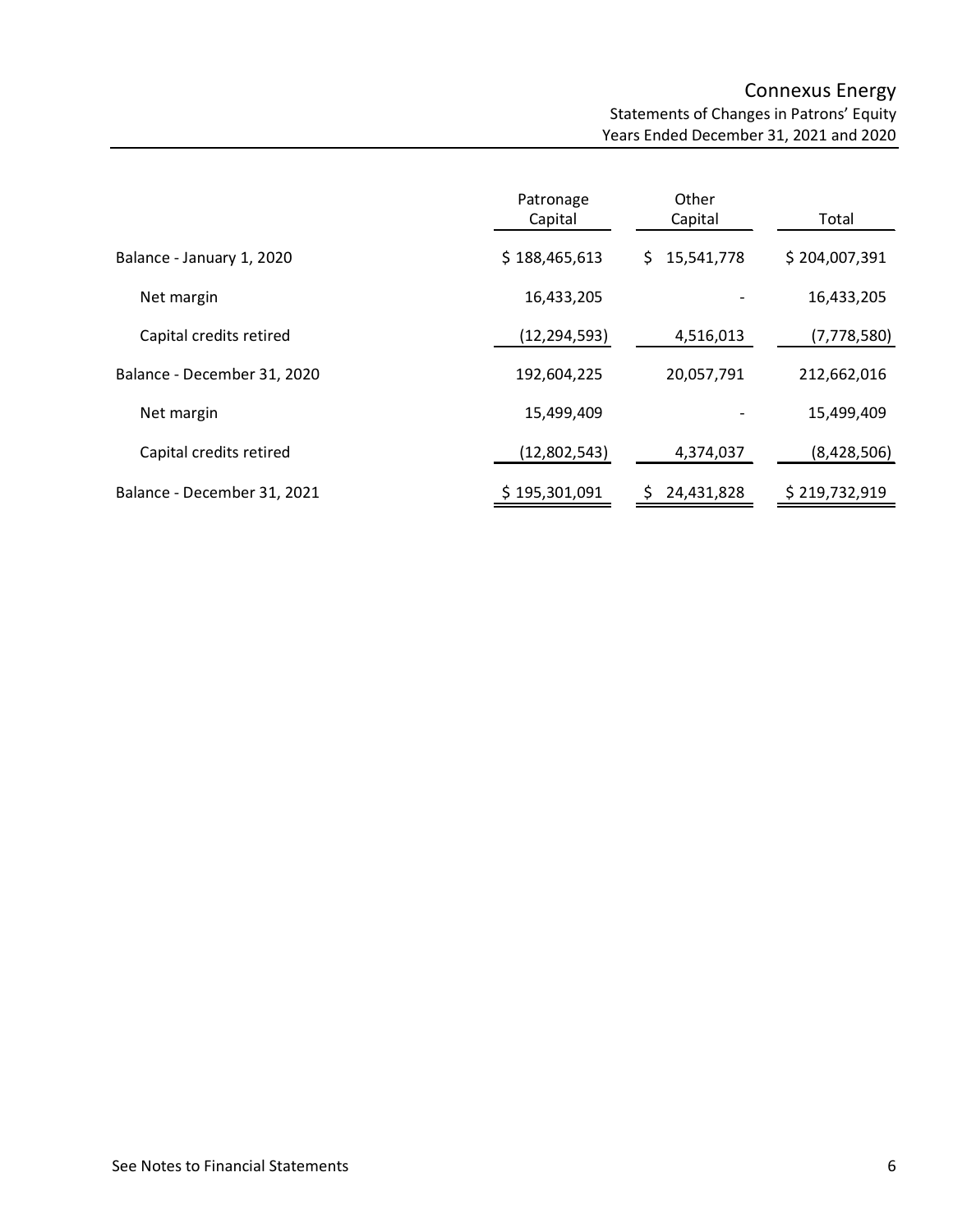# Connexus Energy

## Statements of Changes in Patrons' Equity

### Years Ended December 31, 2021 and 2020

| | Patronage Capital | Other Capital | Total |
|---|---|---|---|
| Balance - January 1, 2020 | $ 188,465,613 | $ 15,541,778 | $ 204,007,391 |
| Net margin | 16,433,205 | - | 16,433,205 |
| Capital credits retired | (12,294,593) | 4,516,013 | (7,778,580) |
| Balance - December 31, 2020 | 192,604,225 | 20,057,791 | 212,662,016 |
| Net margin | 15,499,409 | - | 15,499,409 |
| Capital credits retired | (12,802,543) | 4,374,037 | (8,428,506) |
| Balance - December 31, 2021 | $ 195,301,091 | $ 24,431,828 | $ 219,732,919 |

See Notes to Financial Statements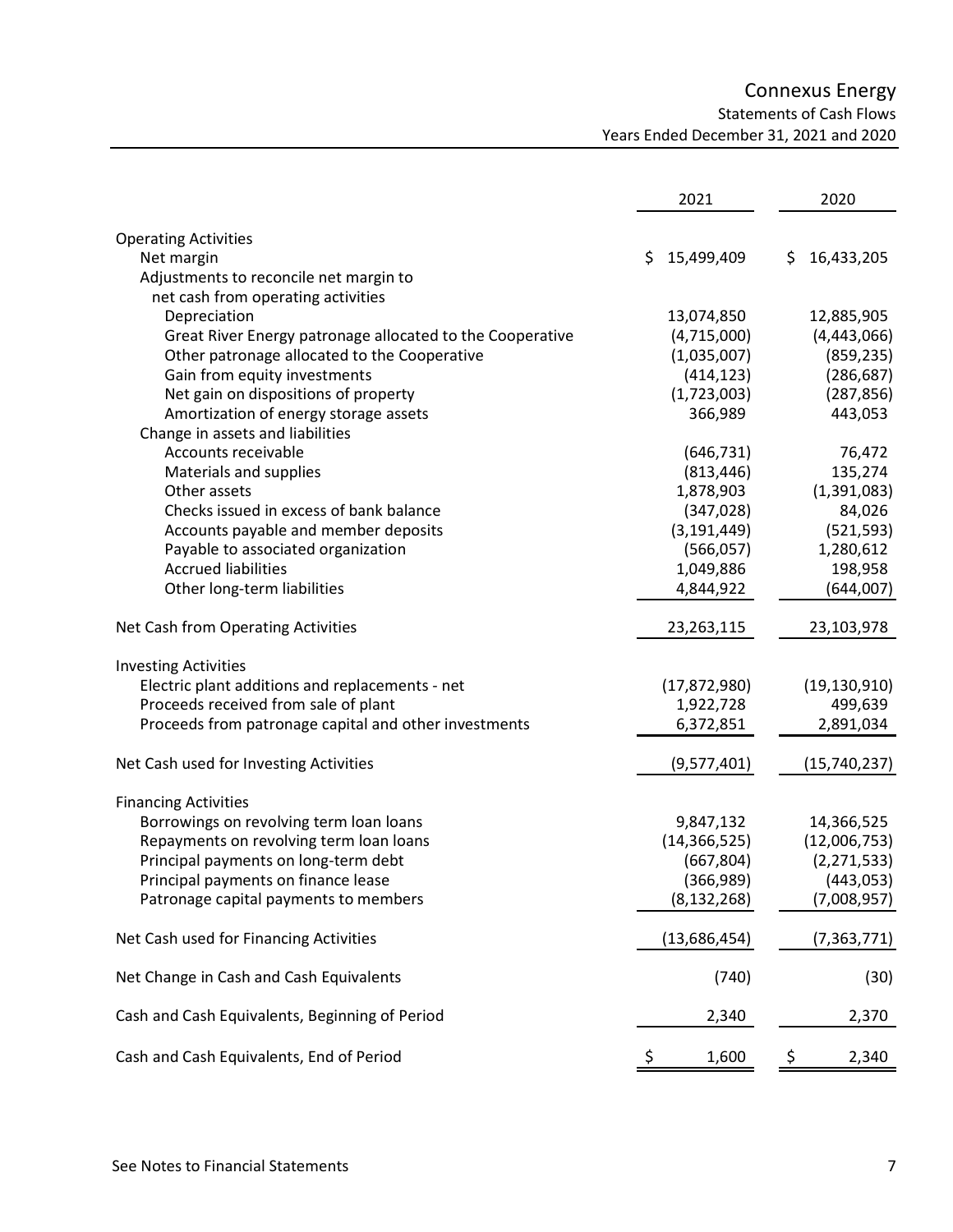# Connexus Energy

## Statements of Cash Flows

### Years Ended December 31, 2021 and 2020

| | 2021 | 2020 |
|---|---|---|
| **Operating Activities** | | |
| Net margin | $ 15,499,409 | $ 16,433,205 |
| Adjustments to reconcile net margin to net cash from operating activities | | |
| Depreciation | 13,074,850 | 12,885,905 |
| Great River Energy patronage allocated to the Cooperative | (4,715,000) | (4,443,066) |
| Other patronage allocated to the Cooperative | (1,035,007) | (859,235) |
| Gain from equity investments | (414,123) | (286,687) |
| Net gain on dispositions of property | (1,723,003) | (287,856) |
| Amortization of energy storage assets | 366,989 | 443,053 |
| Change in assets and liabilities | | |
| Accounts receivable | (646,731) | 76,472 |
| Materials and supplies | (813,446) | 135,274 |
| Other assets | 1,878,903 | (1,391,083) |
| Checks issued in excess of bank balance | (347,028) | 84,026 |
| Accounts payable and member deposits | (3,191,449) | (521,593) |
| Payable to associated organization | (566,057) | 1,280,612 |
| Accrued liabilities | 1,049,886 | 198,958 |
| Other long-term liabilities | 4,844,922 | (644,007) |
| **Net Cash from Operating Activities** | 23,263,115 | 23,103,978 |
| **Investing Activities** | | |
| Electric plant additions and replacements - net | (17,872,980) | (19,130,910) |
| Proceeds received from sale of plant | 1,922,728 | 499,639 |
| Proceeds from patronage capital and other investments | 6,372,851 | 2,891,034 |
| **Net Cash used for Investing Activities** | (9,577,401) | (15,740,237) |
| **Financing Activities** | | |
| Borrowings on revolving term loan loans | 9,847,132 | 14,366,525 |
| Repayments on revolving term loan loans | (14,366,525) | (12,006,753) |
| Principal payments on long-term debt | (667,804) | (2,271,533) |
| Principal payments on finance lease | (366,989) | (443,053) |
| Patronage capital payments to members | (8,132,268) | (7,008,957) |
| **Net Cash used for Financing Activities** | (13,686,454) | (7,363,771) |
| **Net Change in Cash and Cash Equivalents** | (740) | (30) |
| **Cash and Cash Equivalents, Beginning of Period** | 2,340 | 2,370 |
| **Cash and Cash Equivalents, End of Period** | $ 1,600 | $ 2,340 |

See Notes to Financial Statements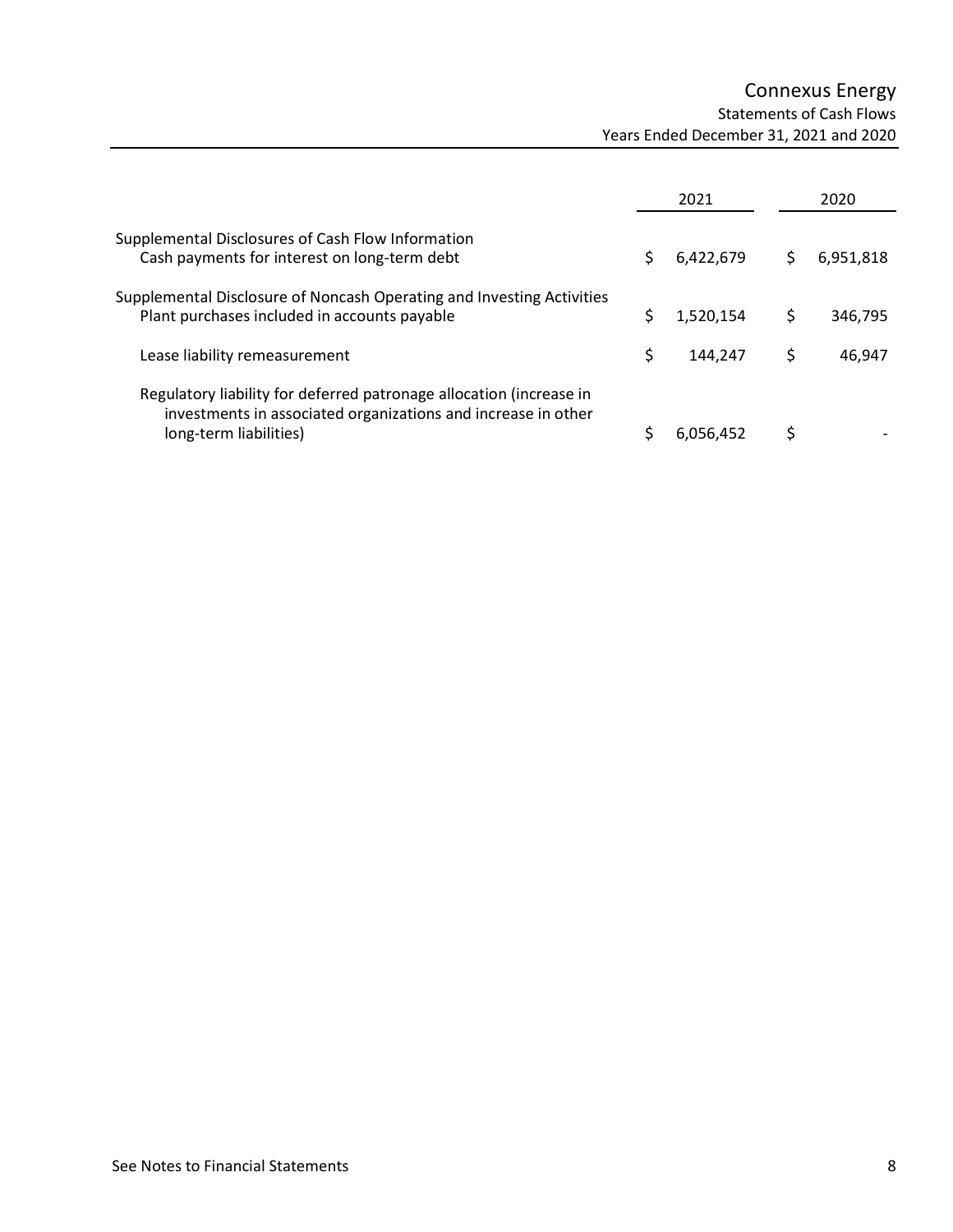# Connexus Energy

## Statements of Cash Flows

### Years Ended December 31, 2021 and 2020

| | 2021 | 2020 |
|---|---|---|
| **Supplemental Disclosures of Cash Flow Information** | | |
| Cash payments for interest on long-term debt | $ 6,422,679 | $ 6,951,818 |
| **Supplemental Disclosure of Noncash Operating and Investing Activities** | | |
| Plant purchases included in accounts payable | $ 1,520,154 | $ 346,795 |
| Lease liability remeasurement | $ 144,247 | $ 46,947 |
| Regulatory liability for deferred patronage allocation (increase in investments in associated organizations and increase in other long-term liabilities) | $ 6,056,452 | $ - |

See Notes to Financial Statements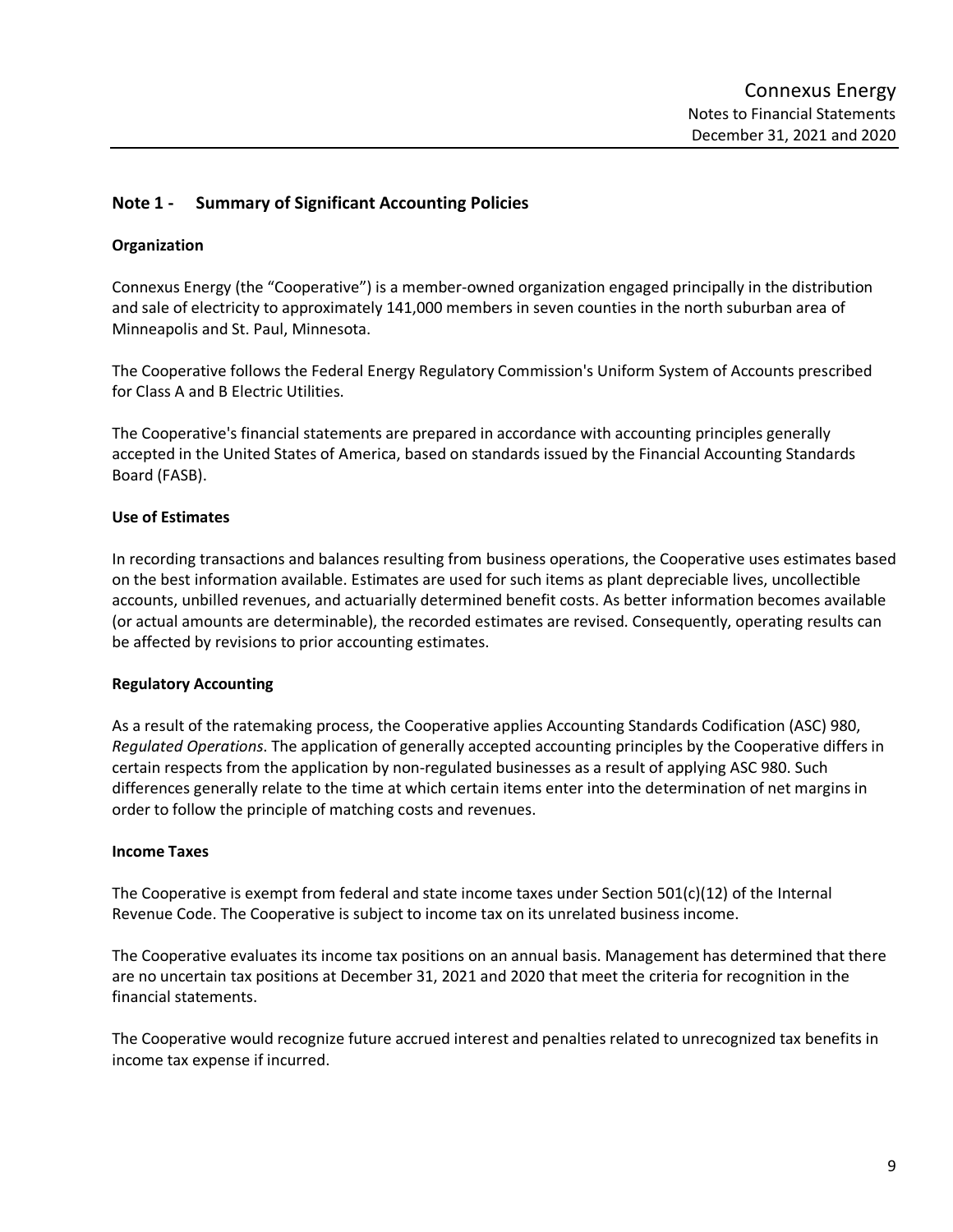## Note 1 - Summary of Significant Accounting Policies

### Organization

Connexus Energy (the "Cooperative") is a member-owned organization engaged principally in the distribution and sale of electricity to approximately 141,000 members in seven counties in the north suburban area of Minneapolis and St. Paul, Minnesota.

The Cooperative follows the Federal Energy Regulatory Commission's Uniform System of Accounts prescribed for Class A and B Electric Utilities.

The Cooperative's financial statements are prepared in accordance with accounting principles generally accepted in the United States of America, based on standards issued by the Financial Accounting Standards Board (FASB).

### Use of Estimates

In recording transactions and balances resulting from business operations, the Cooperative uses estimates based on the best information available. Estimates are used for such items as plant depreciable lives, uncollectible accounts, unbilled revenues, and actuarially determined benefit costs. As better information becomes available (or actual amounts are determinable), the recorded estimates are revised. Consequently, operating results can be affected by revisions to prior accounting estimates.

### Regulatory Accounting

As a result of the ratemaking process, the Cooperative applies Accounting Standards Codification (ASC) 980, *Regulated Operations*. The application of generally accepted accounting principles by the Cooperative differs in certain respects from the application by non-regulated businesses as a result of applying ASC 980. Such differences generally relate to the time at which certain items enter into the determination of net margins in order to follow the principle of matching costs and revenues.

### Income Taxes

The Cooperative is exempt from federal and state income taxes under Section 501(c)(12) of the Internal Revenue Code. The Cooperative is subject to income tax on its unrelated business income.

The Cooperative evaluates its income tax positions on an annual basis. Management has determined that there are no uncertain tax positions at December 31, 2021 and 2020 that meet the criteria for recognition in the financial statements.

The Cooperative would recognize future accrued interest and penalties related to unrecognized tax benefits in income tax expense if incurred.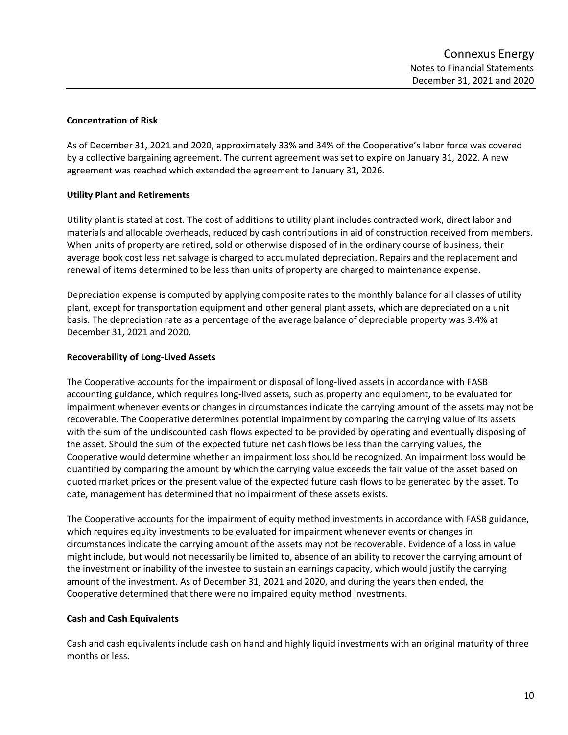#### Concentration of Risk

As of December 31, 2021 and 2020, approximately 33% and 34% of the Cooperative's labor force was covered by a collective bargaining agreement. The current agreement was set to expire on January 31, 2022. A new agreement was reached which extended the agreement to January 31, 2026.

#### Utility Plant and Retirements

Utility plant is stated at cost. The cost of additions to utility plant includes contracted work, direct labor and materials and allocable overheads, reduced by cash contributions in aid of construction received from members. When units of property are retired, sold or otherwise disposed of in the ordinary course of business, their average book cost less net salvage is charged to accumulated depreciation. Repairs and the replacement and renewal of items determined to be less than units of property are charged to maintenance expense.

Depreciation expense is computed by applying composite rates to the monthly balance for all classes of utility plant, except for transportation equipment and other general plant assets, which are depreciated on a unit basis. The depreciation rate as a percentage of the average balance of depreciable property was 3.4% at December 31, 2021 and 2020.

#### Recoverability of Long-Lived Assets

The Cooperative accounts for the impairment or disposal of long-lived assets in accordance with FASB accounting guidance, which requires long-lived assets, such as property and equipment, to be evaluated for impairment whenever events or changes in circumstances indicate the carrying amount of the assets may not be recoverable. The Cooperative determines potential impairment by comparing the carrying value of its assets with the sum of the undiscounted cash flows expected to be provided by operating and eventually disposing of the asset. Should the sum of the expected future net cash flows be less than the carrying values, the Cooperative would determine whether an impairment loss should be recognized. An impairment loss would be quantified by comparing the amount by which the carrying value exceeds the fair value of the asset based on quoted market prices or the present value of the expected future cash flows to be generated by the asset. To date, management has determined that no impairment of these assets exists.

The Cooperative accounts for the impairment of equity method investments in accordance with FASB guidance, which requires equity investments to be evaluated for impairment whenever events or changes in circumstances indicate the carrying amount of the assets may not be recoverable. Evidence of a loss in value might include, but would not necessarily be limited to, absence of an ability to recover the carrying amount of the investment or inability of the investee to sustain an earnings capacity, which would justify the carrying amount of the investment. As of December 31, 2021 and 2020, and during the years then ended, the Cooperative determined that there were no impaired equity method investments.

#### Cash and Cash Equivalents

Cash and cash equivalents include cash on hand and highly liquid investments with an original maturity of three months or less.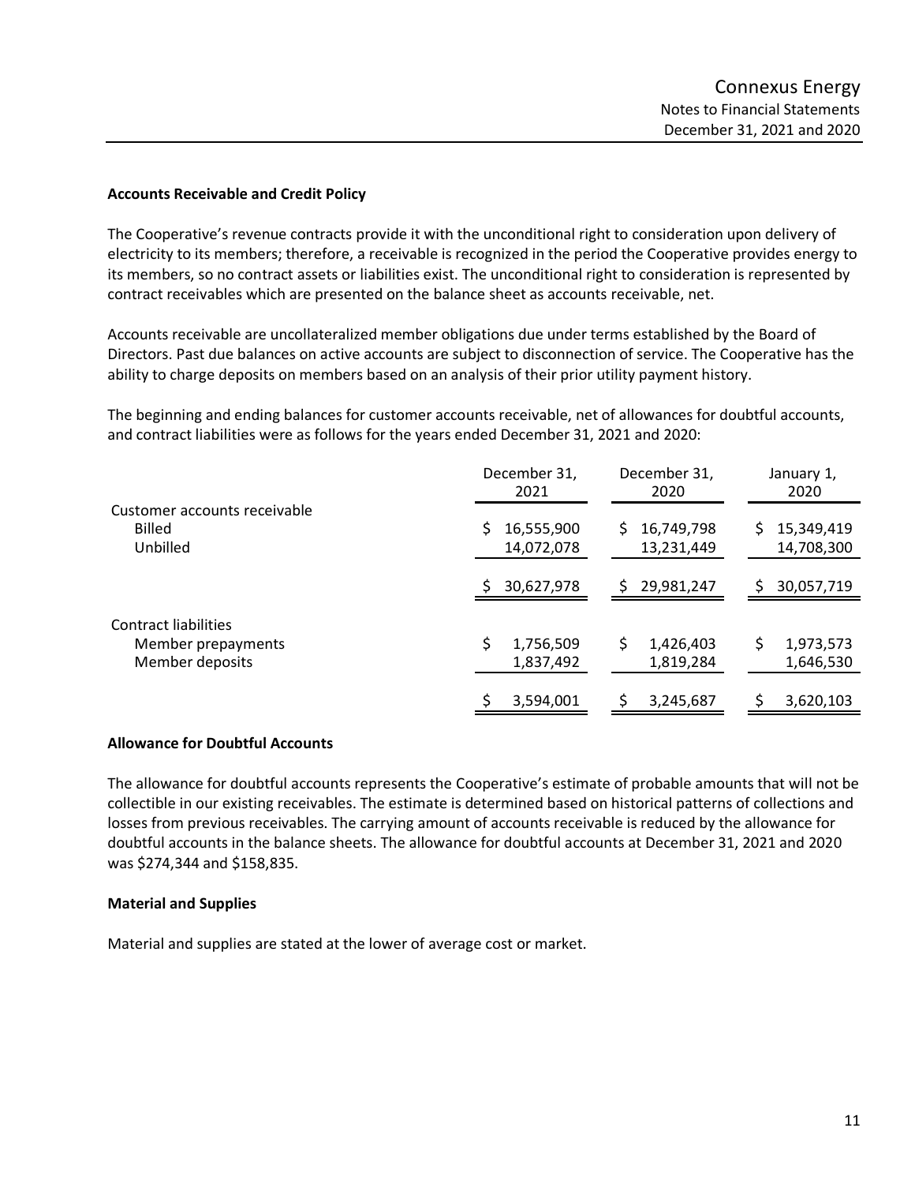### Accounts Receivable and Credit Policy

The Cooperative's revenue contracts provide it with the unconditional right to consideration upon delivery of electricity to its members; therefore, a receivable is recognized in the period the Cooperative provides energy to its members, so no contract assets or liabilities exist. The unconditional right to consideration is represented by contract receivables which are presented on the balance sheet as accounts receivable, net.

Accounts receivable are uncollateralized member obligations due under terms established by the Board of Directors. Past due balances on active accounts are subject to disconnection of service. The Cooperative has the ability to charge deposits on members based on an analysis of their prior utility payment history.

The beginning and ending balances for customer accounts receivable, net of allowances for doubtful accounts, and contract liabilities were as follows for the years ended December 31, 2021 and 2020:

| | December 31, 2021 | December 31, 2020 | January 1, 2020 |
|---|---|---|---|
| Customer accounts receivable | | | |
| Billed | $ 16,555,900 | $ 16,749,798 | $ 15,349,419 |
| Unbilled | 14,072,078 | 13,231,449 | 14,708,300 |
| | $ 30,627,978 | $ 29,981,247 | $ 30,057,719 |
| Contract liabilities | | | |
| Member prepayments | $ 1,756,509 | $ 1,426,403 | $ 1,973,573 |
| Member deposits | 1,837,492 | 1,819,284 | 1,646,530 |
| | $ 3,594,001 | $ 3,245,687 | $ 3,620,103 |

### Allowance for Doubtful Accounts

The allowance for doubtful accounts represents the Cooperative's estimate of probable amounts that will not be collectible in our existing receivables. The estimate is determined based on historical patterns of collections and losses from previous receivables. The carrying amount of accounts receivable is reduced by the allowance for doubtful accounts in the balance sheets. The allowance for doubtful accounts at December 31, 2021 and 2020 was $274,344 and $158,835.

### Material and Supplies

Material and supplies are stated at the lower of average cost or market.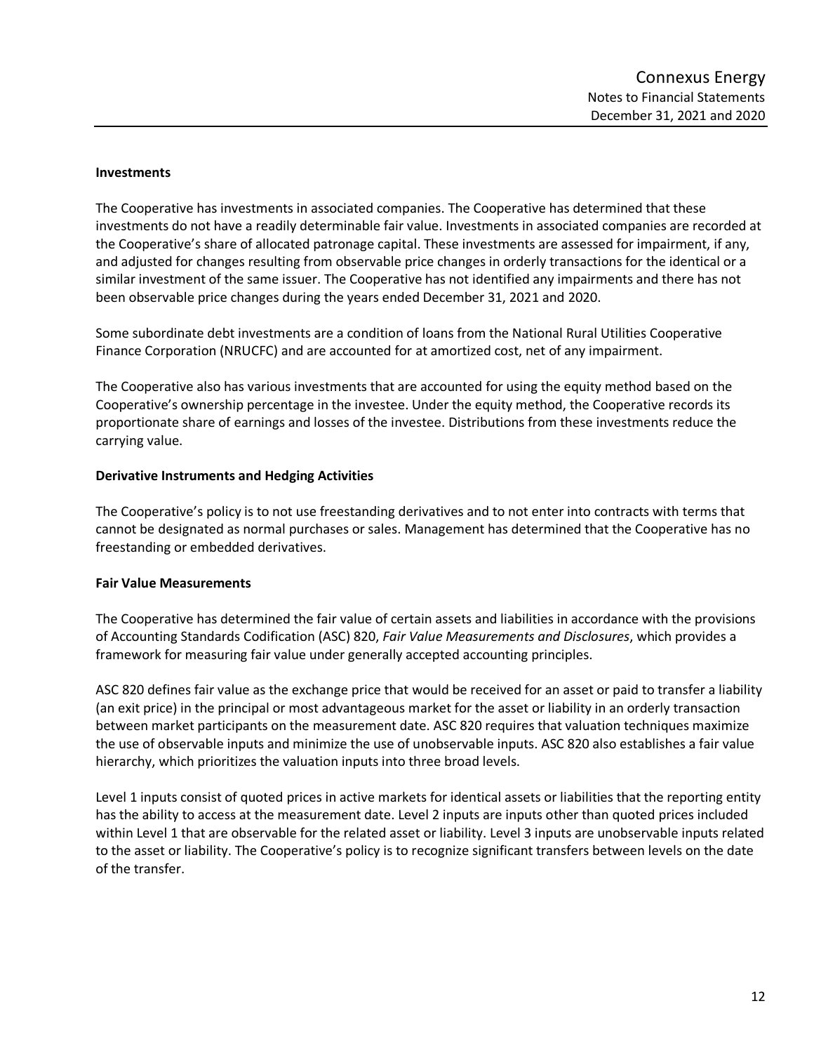**Investments**

The Cooperative has investments in associated companies. The Cooperative has determined that these investments do not have a readily determinable fair value. Investments in associated companies are recorded at the Cooperative's share of allocated patronage capital. These investments are assessed for impairment, if any, and adjusted for changes resulting from observable price changes in orderly transactions for the identical or a similar investment of the same issuer. The Cooperative has not identified any impairments and there has not been observable price changes during the years ended December 31, 2021 and 2020.

Some subordinate debt investments are a condition of loans from the National Rural Utilities Cooperative Finance Corporation (NRUCFC) and are accounted for at amortized cost, net of any impairment.

The Cooperative also has various investments that are accounted for using the equity method based on the Cooperative's ownership percentage in the investee. Under the equity method, the Cooperative records its proportionate share of earnings and losses of the investee. Distributions from these investments reduce the carrying value.

**Derivative Instruments and Hedging Activities**

The Cooperative's policy is to not use freestanding derivatives and to not enter into contracts with terms that cannot be designated as normal purchases or sales. Management has determined that the Cooperative has no freestanding or embedded derivatives.

**Fair Value Measurements**

The Cooperative has determined the fair value of certain assets and liabilities in accordance with the provisions of Accounting Standards Codification (ASC) 820, *Fair Value Measurements and Disclosures*, which provides a framework for measuring fair value under generally accepted accounting principles.

ASC 820 defines fair value as the exchange price that would be received for an asset or paid to transfer a liability (an exit price) in the principal or most advantageous market for the asset or liability in an orderly transaction between market participants on the measurement date. ASC 820 requires that valuation techniques maximize the use of observable inputs and minimize the use of unobservable inputs. ASC 820 also establishes a fair value hierarchy, which prioritizes the valuation inputs into three broad levels.

Level 1 inputs consist of quoted prices in active markets for identical assets or liabilities that the reporting entity has the ability to access at the measurement date. Level 2 inputs are inputs other than quoted prices included within Level 1 that are observable for the related asset or liability. Level 3 inputs are unobservable inputs related to the asset or liability. The Cooperative's policy is to recognize significant transfers between levels on the date of the transfer.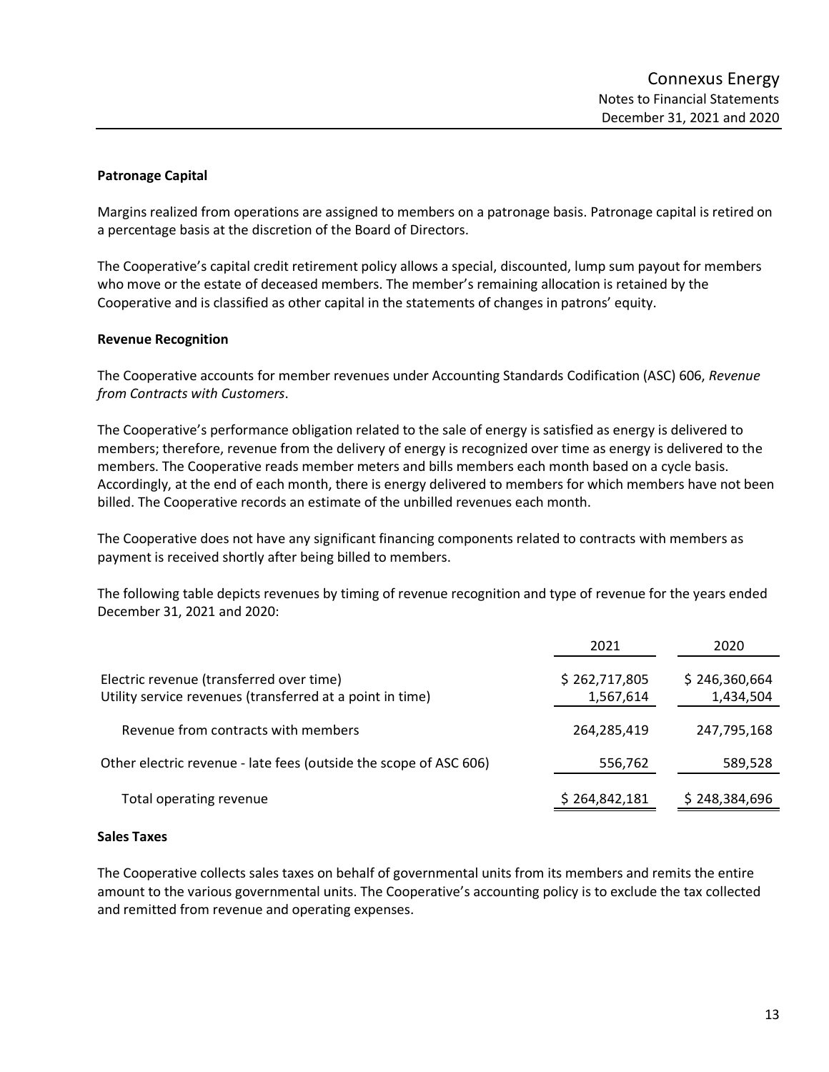### Patronage Capital

Margins realized from operations are assigned to members on a patronage basis. Patronage capital is retired on a percentage basis at the discretion of the Board of Directors.

The Cooperative's capital credit retirement policy allows a special, discounted, lump sum payout for members who move or the estate of deceased members. The member's remaining allocation is retained by the Cooperative and is classified as other capital in the statements of changes in patrons' equity.

### Revenue Recognition

The Cooperative accounts for member revenues under Accounting Standards Codification (ASC) 606, *Revenue from Contracts with Customers*.

The Cooperative's performance obligation related to the sale of energy is satisfied as energy is delivered to members; therefore, revenue from the delivery of energy is recognized over time as energy is delivered to the members. The Cooperative reads member meters and bills members each month based on a cycle basis. Accordingly, at the end of each month, there is energy delivered to members for which members have not been billed. The Cooperative records an estimate of the unbilled revenues each month.

The Cooperative does not have any significant financing components related to contracts with members as payment is received shortly after being billed to members.

The following table depicts revenues by timing of revenue recognition and type of revenue for the years ended December 31, 2021 and 2020:

| | 2021 | 2020 |
|---|---|---|
| Electric revenue (transferred over time) | $ 262,717,805 | $ 246,360,664 |
| Utility service revenues (transferred at a point in time) | 1,567,614 | 1,434,504 |
| Revenue from contracts with members | 264,285,419 | 247,795,168 |
| Other electric revenue - late fees (outside the scope of ASC 606) | 556,762 | 589,528 |
| Total operating revenue | $ 264,842,181 | $ 248,384,696 |

### Sales Taxes

The Cooperative collects sales taxes on behalf of governmental units from its members and remits the entire amount to the various governmental units. The Cooperative's accounting policy is to exclude the tax collected and remitted from revenue and operating expenses.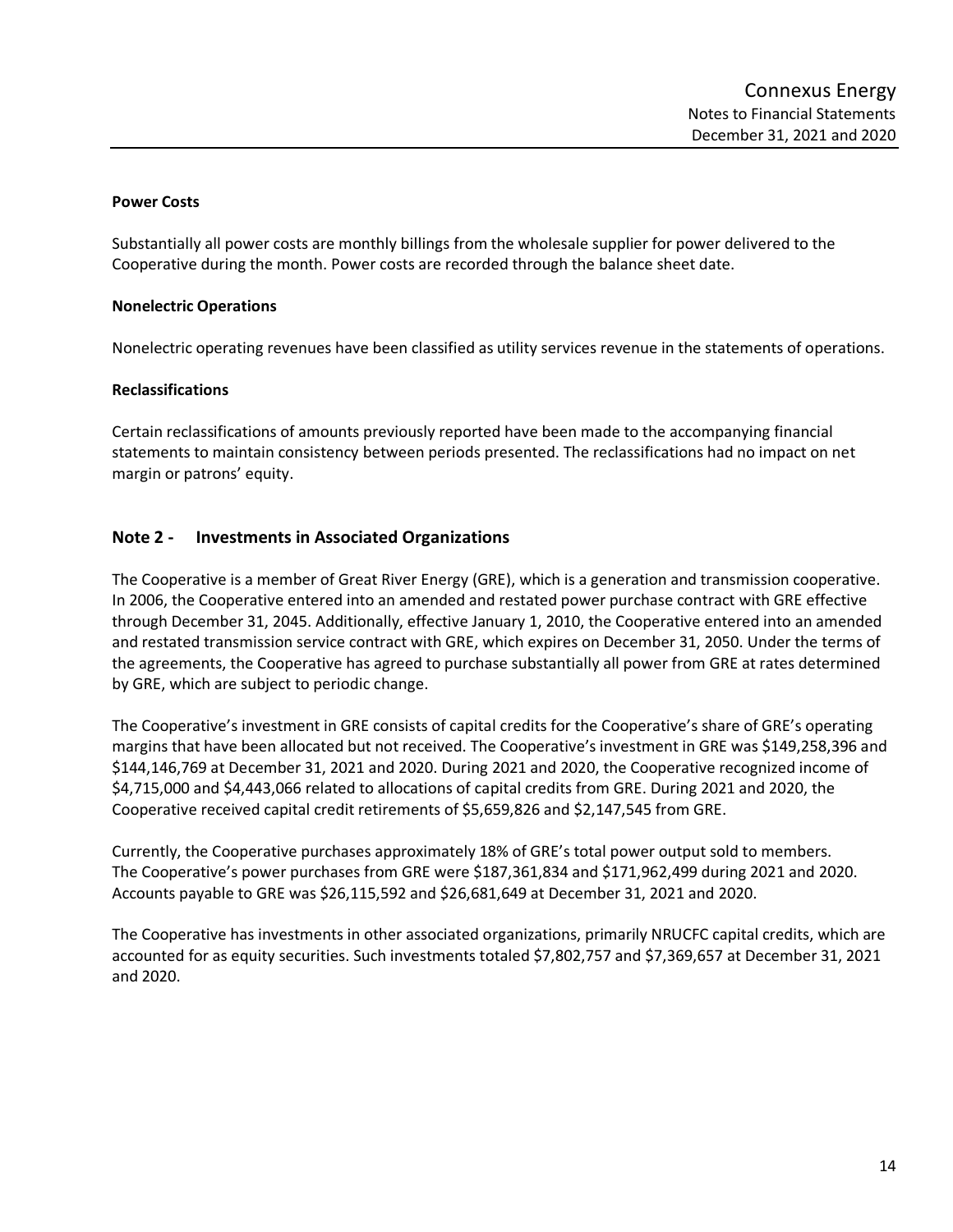### Power Costs

Substantially all power costs are monthly billings from the wholesale supplier for power delivered to the Cooperative during the month. Power costs are recorded through the balance sheet date.

### Nonelectric Operations

Nonelectric operating revenues have been classified as utility services revenue in the statements of operations.

### Reclassifications

Certain reclassifications of amounts previously reported have been made to the accompanying financial statements to maintain consistency between periods presented. The reclassifications had no impact on net margin or patrons' equity.

## Note 2 - Investments in Associated Organizations

The Cooperative is a member of Great River Energy (GRE), which is a generation and transmission cooperative. In 2006, the Cooperative entered into an amended and restated power purchase contract with GRE effective through December 31, 2045. Additionally, effective January 1, 2010, the Cooperative entered into an amended and restated transmission service contract with GRE, which expires on December 31, 2050. Under the terms of the agreements, the Cooperative has agreed to purchase substantially all power from GRE at rates determined by GRE, which are subject to periodic change.

The Cooperative's investment in GRE consists of capital credits for the Cooperative's share of GRE's operating margins that have been allocated but not received. The Cooperative's investment in GRE was $149,258,396 and $144,146,769 at December 31, 2021 and 2020. During 2021 and 2020, the Cooperative recognized income of $4,715,000 and $4,443,066 related to allocations of capital credits from GRE. During 2021 and 2020, the Cooperative received capital credit retirements of $5,659,826 and $2,147,545 from GRE.

Currently, the Cooperative purchases approximately 18% of GRE's total power output sold to members. The Cooperative's power purchases from GRE were $187,361,834 and $171,962,499 during 2021 and 2020. Accounts payable to GRE was $26,115,592 and $26,681,649 at December 31, 2021 and 2020.

The Cooperative has investments in other associated organizations, primarily NRUCFC capital credits, which are accounted for as equity securities. Such investments totaled $7,802,757 and $7,369,657 at December 31, 2021 and 2020.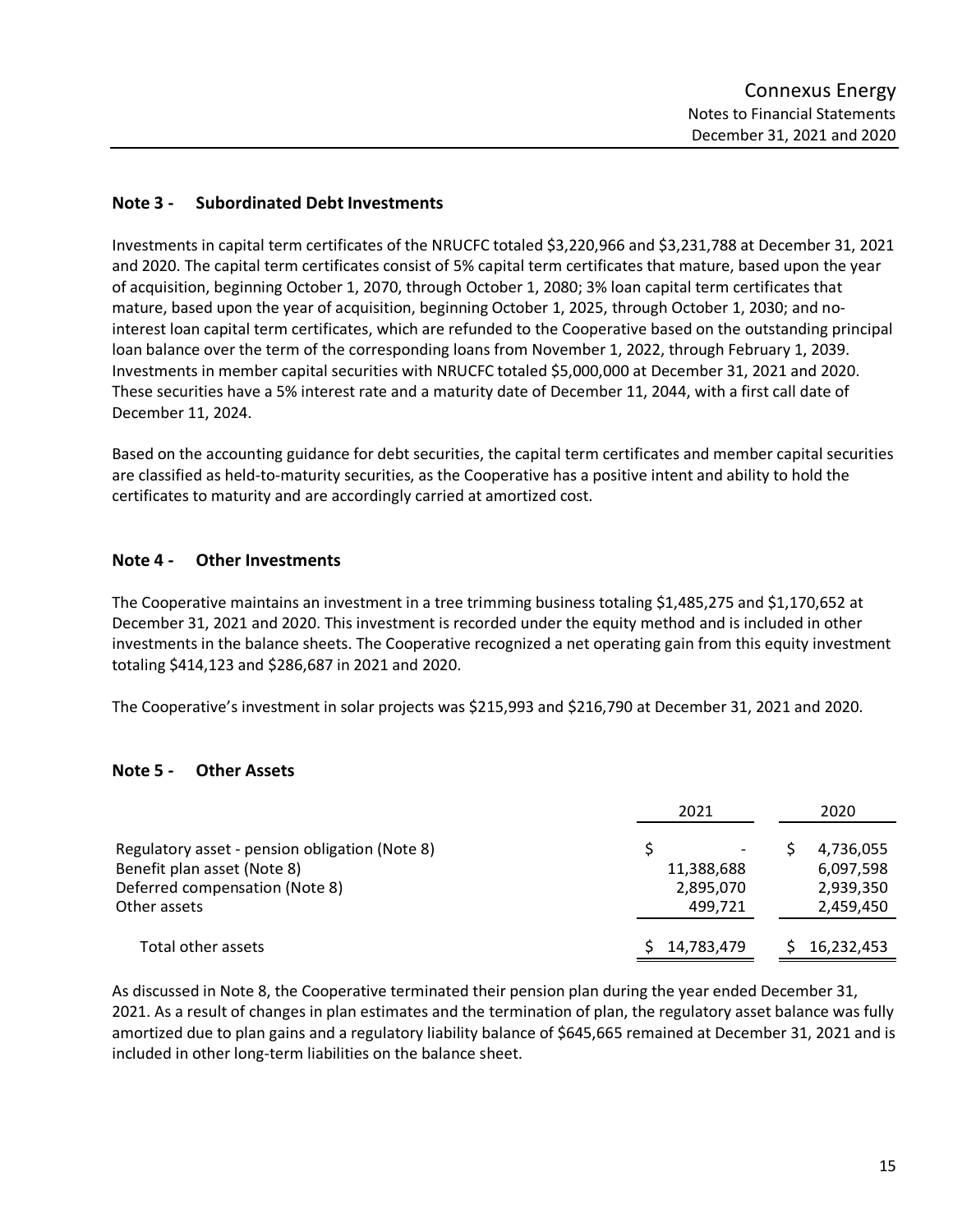## Note 3 - Subordinated Debt Investments

Investments in capital term certificates of the NRUCFC totaled $3,220,966 and $3,231,788 at December 31, 2021 and 2020. The capital term certificates consist of 5% capital term certificates that mature, based upon the year of acquisition, beginning October 1, 2070, through October 1, 2080; 3% loan capital term certificates that mature, based upon the year of acquisition, beginning October 1, 2025, through October 1, 2030; and no-interest loan capital term certificates, which are refunded to the Cooperative based on the outstanding principal loan balance over the term of the corresponding loans from November 1, 2022, through February 1, 2039. Investments in member capital securities with NRUCFC totaled $5,000,000 at December 31, 2021 and 2020. These securities have a 5% interest rate and a maturity date of December 11, 2044, with a first call date of December 11, 2024.

Based on the accounting guidance for debt securities, the capital term certificates and member capital securities are classified as held-to-maturity securities, as the Cooperative has a positive intent and ability to hold the certificates to maturity and are accordingly carried at amortized cost.

## Note 4 - Other Investments

The Cooperative maintains an investment in a tree trimming business totaling $1,485,275 and $1,170,652 at December 31, 2021 and 2020. This investment is recorded under the equity method and is included in other investments in the balance sheets. The Cooperative recognized a net operating gain from this equity investment totaling $414,123 and $286,687 in 2021 and 2020.

The Cooperative's investment in solar projects was $215,993 and $216,790 at December 31, 2021 and 2020.

## Note 5 - Other Assets

| | 2021 | 2020 |
|---|---|---|
| Regulatory asset - pension obligation (Note 8) | $ - | $ 4,736,055 |
| Benefit plan asset (Note 8) | 11,388,688 | 6,097,598 |
| Deferred compensation (Note 8) | 2,895,070 | 2,939,350 |
| Other assets | 499,721 | 2,459,450 |
| Total other assets | $ 14,783,479 | $ 16,232,453 |

As discussed in Note 8, the Cooperative terminated their pension plan during the year ended December 31, 2021. As a result of changes in plan estimates and the termination of plan, the regulatory asset balance was fully amortized due to plan gains and a regulatory liability balance of $645,665 remained at December 31, 2021 and is included in other long-term liabilities on the balance sheet.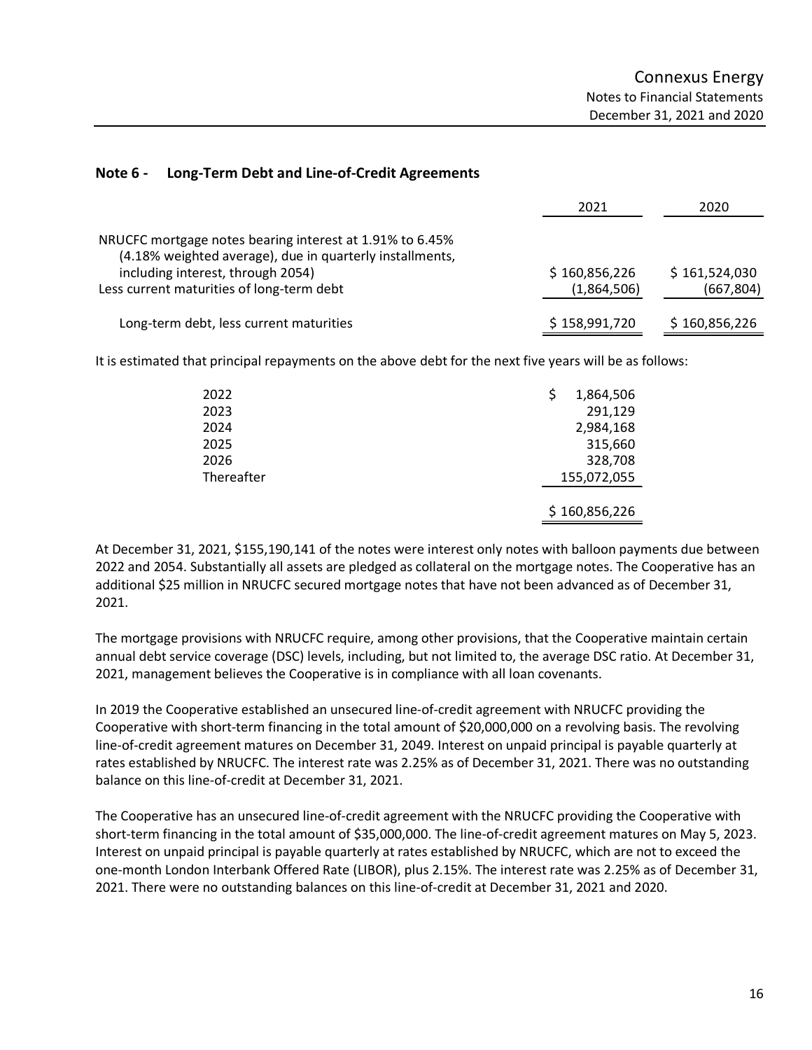## Note 6 - Long-Term Debt and Line-of-Credit Agreements

| | 2021 | 2020 |
|---|---|---|
| NRUCFC mortgage notes bearing interest at 1.91% to 6.45% (4.18% weighted average), due in quarterly installments, including interest, through 2054) | $ 160,856,226 | $ 161,524,030 |
| Less current maturities of long-term debt | (1,864,506) | (667,804) |
| Long-term debt, less current maturities | $ 158,991,720 | $ 160,856,226 |

It is estimated that principal repayments on the above debt for the next five years will be as follows:

| | |
|---|---|
| 2022 | $ 1,864,506 |
| 2023 | 291,129 |
| 2024 | 2,984,168 |
| 2025 | 315,660 |
| 2026 | 328,708 |
| Thereafter | 155,072,055 |
| | $ 160,856,226 |

At December 31, 2021, $155,190,141 of the notes were interest only notes with balloon payments due between 2022 and 2054. Substantially all assets are pledged as collateral on the mortgage notes. The Cooperative has an additional $25 million in NRUCFC secured mortgage notes that have not been advanced as of December 31, 2021.

The mortgage provisions with NRUCFC require, among other provisions, that the Cooperative maintain certain annual debt service coverage (DSC) levels, including, but not limited to, the average DSC ratio. At December 31, 2021, management believes the Cooperative is in compliance with all loan covenants.

In 2019 the Cooperative established an unsecured line-of-credit agreement with NRUCFC providing the Cooperative with short-term financing in the total amount of $20,000,000 on a revolving basis. The revolving line-of-credit agreement matures on December 31, 2049. Interest on unpaid principal is payable quarterly at rates established by NRUCFC. The interest rate was 2.25% as of December 31, 2021. There was no outstanding balance on this line-of-credit at December 31, 2021.

The Cooperative has an unsecured line-of-credit agreement with the NRUCFC providing the Cooperative with short-term financing in the total amount of $35,000,000. The line-of-credit agreement matures on May 5, 2023. Interest on unpaid principal is payable quarterly at rates established by NRUCFC, which are not to exceed the one-month London Interbank Offered Rate (LIBOR), plus 2.15%. The interest rate was 2.25% as of December 31, 2021. There were no outstanding balances on this line-of-credit at December 31, 2021 and 2020.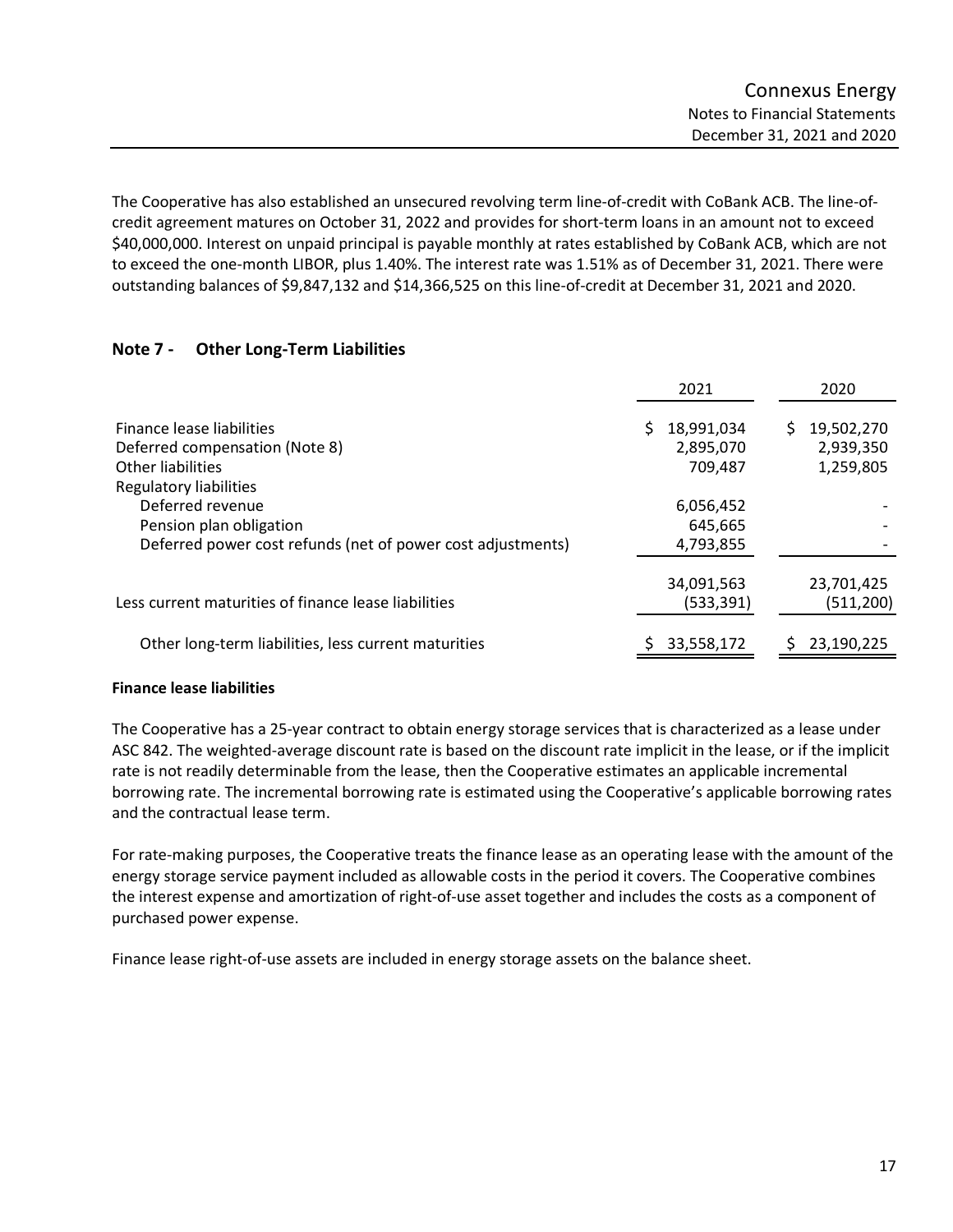The Cooperative has also established an unsecured revolving term line-of-credit with CoBank ACB. The line-of-credit agreement matures on October 31, 2022 and provides for short-term loans in an amount not to exceed $40,000,000. Interest on unpaid principal is payable monthly at rates established by CoBank ACB, which are not to exceed the one-month LIBOR, plus 1.40%. The interest rate was 1.51% as of December 31, 2021. There were outstanding balances of $9,847,132 and $14,366,525 on this line-of-credit at December 31, 2021 and 2020.

## Note 7 - Other Long-Term Liabilities

| | 2021 | 2020 |
|---|---|---|
| Finance lease liabilities | $ 18,991,034 | $ 19,502,270 |
| Deferred compensation (Note 8) | 2,895,070 | 2,939,350 |
| Other liabilities | 709,487 | 1,259,805 |
| Regulatory liabilities | | |
| Deferred revenue | 6,056,452 | - |
| Pension plan obligation | 645,665 | - |
| Deferred power cost refunds (net of power cost adjustments) | 4,793,855 | - |
| | 34,091,563 | 23,701,425 |
| Less current maturities of finance lease liabilities | (533,391) | (511,200) |
| Other long-term liabilities, less current maturities | $ 33,558,172 | $ 23,190,225 |

**Finance lease liabilities**

The Cooperative has a 25-year contract to obtain energy storage services that is characterized as a lease under ASC 842. The weighted-average discount rate is based on the discount rate implicit in the lease, or if the implicit rate is not readily determinable from the lease, then the Cooperative estimates an applicable incremental borrowing rate. The incremental borrowing rate is estimated using the Cooperative's applicable borrowing rates and the contractual lease term.

For rate-making purposes, the Cooperative treats the finance lease as an operating lease with the amount of the energy storage service payment included as allowable costs in the period it covers. The Cooperative combines the interest expense and amortization of right-of-use asset together and includes the costs as a component of purchased power expense.

Finance lease right-of-use assets are included in energy storage assets on the balance sheet.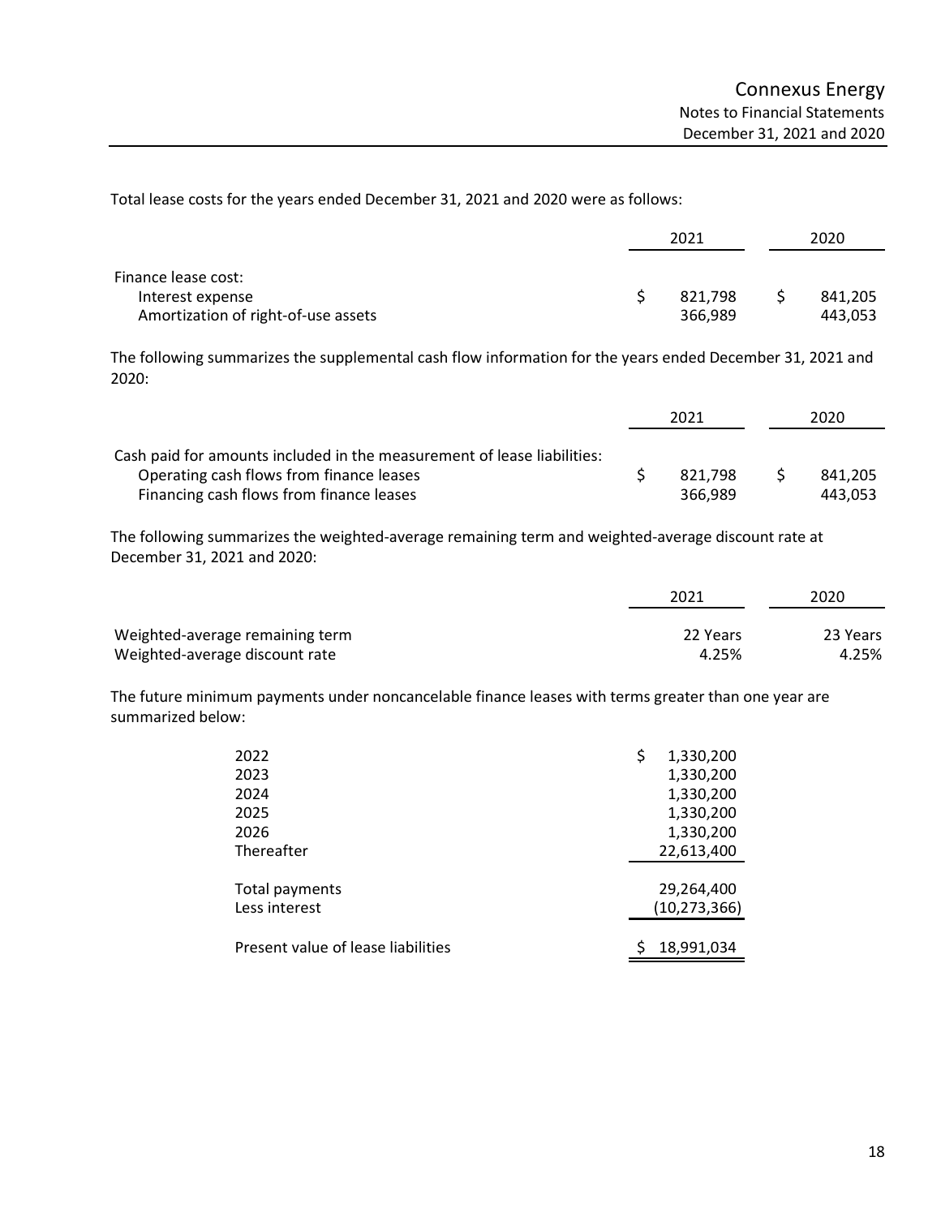Total lease costs for the years ended December 31, 2021 and 2020 were as follows:

| | 2021 | 2020 |
|---|---|---|
| Finance lease cost: | | |
| Interest expense | $ 821,798 | $ 841,205 |
| Amortization of right-of-use assets | 366,989 | 443,053 |

The following summarizes the supplemental cash flow information for the years ended December 31, 2021 and 2020:

| | 2021 | 2020 |
|---|---|---|
| Cash paid for amounts included in the measurement of lease liabilities: | | |
| Operating cash flows from finance leases | $ 821,798 | $ 841,205 |
| Financing cash flows from finance leases | 366,989 | 443,053 |

The following summarizes the weighted-average remaining term and weighted-average discount rate at December 31, 2021 and 2020:

| | 2021 | 2020 |
|---|---|---|
| Weighted-average remaining term | 22 Years | 23 Years |
| Weighted-average discount rate | 4.25% | 4.25% |

The future minimum payments under noncancelable finance leases with terms greater than one year are summarized below:

| | |
|---|---|
| 2022 | $ 1,330,200 |
| 2023 | 1,330,200 |
| 2024 | 1,330,200 |
| 2025 | 1,330,200 |
| 2026 | 1,330,200 |
| Thereafter | 22,613,400 |
| Total payments | 29,264,400 |
| Less interest | (10,273,366) |
| Present value of lease liabilities | $ 18,991,034 |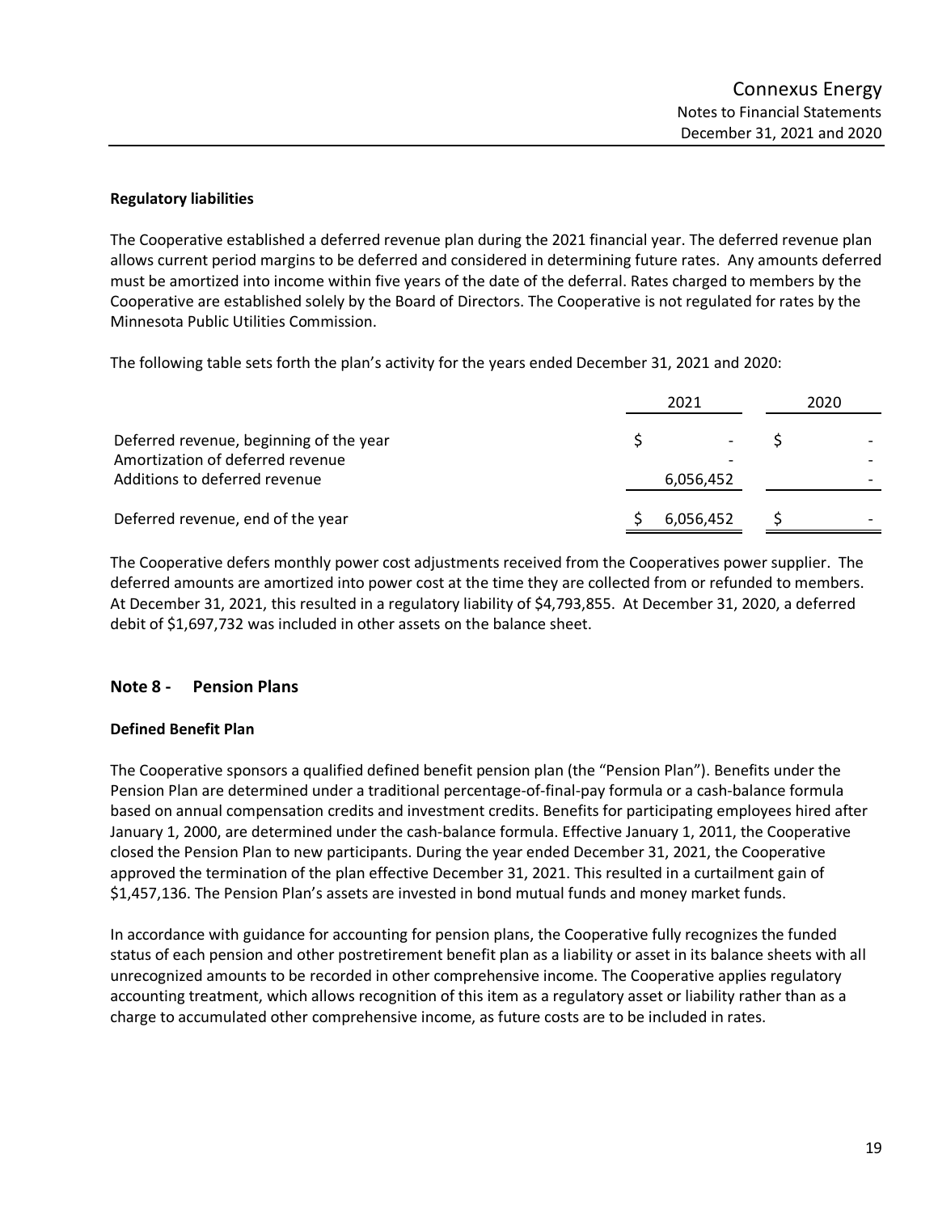**Regulatory liabilities**

The Cooperative established a deferred revenue plan during the 2021 financial year. The deferred revenue plan allows current period margins to be deferred and considered in determining future rates. Any amounts deferred must be amortized into income within five years of the date of the deferral. Rates charged to members by the Cooperative are established solely by the Board of Directors. The Cooperative is not regulated for rates by the Minnesota Public Utilities Commission.

The following table sets forth the plan's activity for the years ended December 31, 2021 and 2020:

| | 2021 | 2020 |
|---|---|---|
| Deferred revenue, beginning of the year | $ - | $ - |
| Amortization of deferred revenue | - | - |
| Additions to deferred revenue | 6,056,452 | - |
| Deferred revenue, end of the year | $ 6,056,452 | $ - |

The Cooperative defers monthly power cost adjustments received from the Cooperatives power supplier. The deferred amounts are amortized into power cost at the time they are collected from or refunded to members. At December 31, 2021, this resulted in a regulatory liability of $4,793,855. At December 31, 2020, a deferred debit of $1,697,732 was included in other assets on the balance sheet.

## Note 8 - Pension Plans

**Defined Benefit Plan**

The Cooperative sponsors a qualified defined benefit pension plan (the "Pension Plan"). Benefits under the Pension Plan are determined under a traditional percentage-of-final-pay formula or a cash-balance formula based on annual compensation credits and investment credits. Benefits for participating employees hired after January 1, 2000, are determined under the cash-balance formula. Effective January 1, 2011, the Cooperative closed the Pension Plan to new participants. During the year ended December 31, 2021, the Cooperative approved the termination of the plan effective December 31, 2021. This resulted in a curtailment gain of $1,457,136. The Pension Plan's assets are invested in bond mutual funds and money market funds.

In accordance with guidance for accounting for pension plans, the Cooperative fully recognizes the funded status of each pension and other postretirement benefit plan as a liability or asset in its balance sheets with all unrecognized amounts to be recorded in other comprehensive income. The Cooperative applies regulatory accounting treatment, which allows recognition of this item as a regulatory asset or liability rather than as a charge to accumulated other comprehensive income, as future costs are to be included in rates.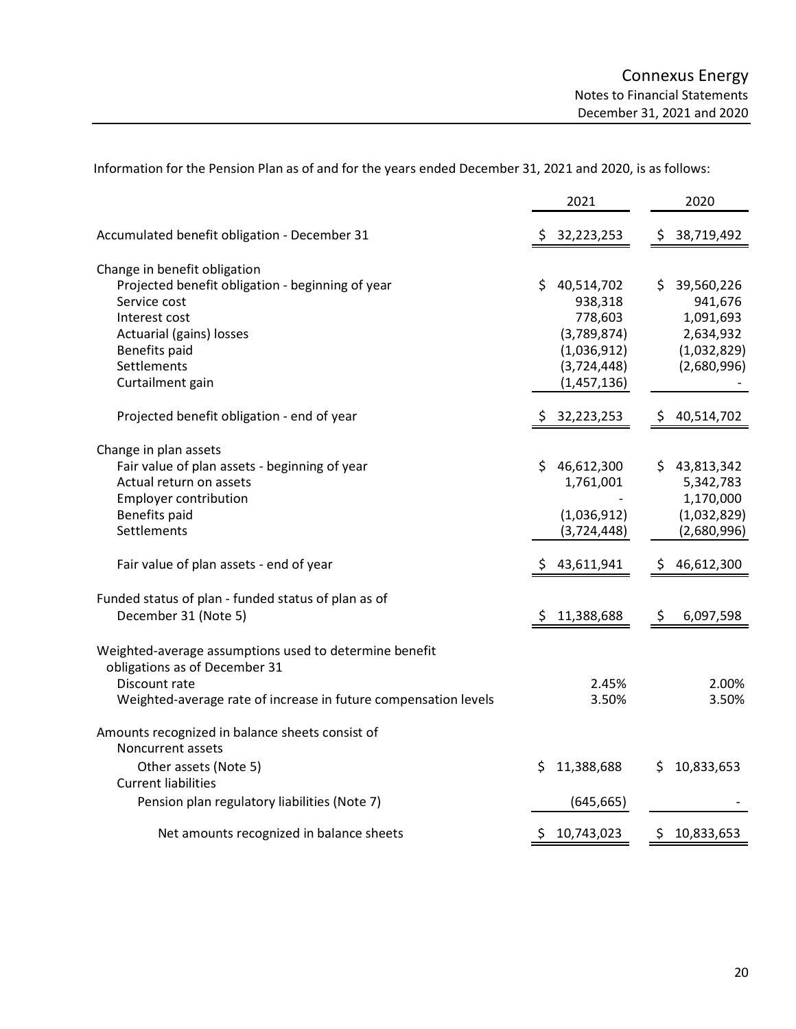Information for the Pension Plan as of and for the years ended December 31, 2021 and 2020, is as follows:

| | 2021 | 2020 |
|---|---|---|
| Accumulated benefit obligation - December 31 | $ 32,223,253 | $ 38,719,492 |
| **Change in benefit obligation** | | |
| Projected benefit obligation - beginning of year | $ 40,514,702 | $ 39,560,226 |
| Service cost | 938,318 | 941,676 |
| Interest cost | 778,603 | 1,091,693 |
| Actuarial (gains) losses | (3,789,874) | 2,634,932 |
| Benefits paid | (1,036,912) | (1,032,829) |
| Settlements | (3,724,448) | (2,680,996) |
| Curtailment gain | (1,457,136) | - |
| Projected benefit obligation - end of year | $ 32,223,253 | $ 40,514,702 |
| **Change in plan assets** | | |
| Fair value of plan assets - beginning of year | $ 46,612,300 | $ 43,813,342 |
| Actual return on assets | 1,761,001 | 5,342,783 |
| Employer contribution | - | 1,170,000 |
| Benefits paid | (1,036,912) | (1,032,829) |
| Settlements | (3,724,448) | (2,680,996) |
| Fair value of plan assets - end of year | $ 43,611,941 | $ 46,612,300 |
| Funded status of plan - funded status of plan as of December 31 (Note 5) | $ 11,388,688 | $ 6,097,598 |
| **Weighted-average assumptions used to determine benefit obligations as of December 31** | | |
| Discount rate | 2.45% | 2.00% |
| Weighted-average rate of increase in future compensation levels | 3.50% | 3.50% |
| **Amounts recognized in balance sheets consist of** | | |
| Noncurrent assets | | |
| Other assets (Note 5) | $ 11,388,688 | $ 10,833,653 |
| Current liabilities | | |
| Pension plan regulatory liabilities (Note 7) | (645,665) | - |
| Net amounts recognized in balance sheets | $ 10,743,023 | $ 10,833,653 |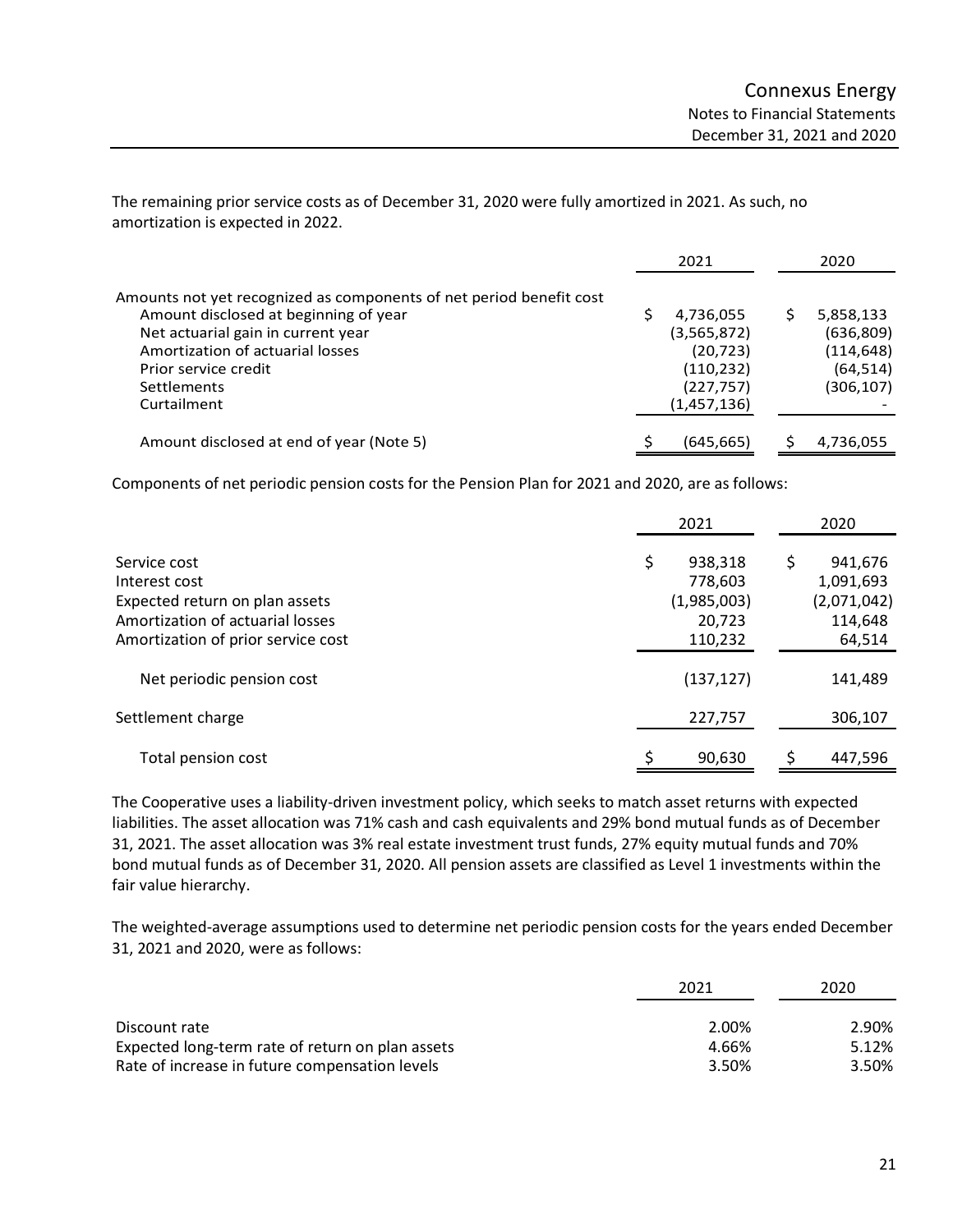The remaining prior service costs as of December 31, 2020 were fully amortized in 2021. As such, no amortization is expected in 2022.

| | 2021 | 2020 |
|---|---|---|
| Amounts not yet recognized as components of net period benefit cost | | |
| Amount disclosed at beginning of year | $ 4,736,055 | $ 5,858,133 |
| Net actuarial gain in current year | (3,565,872) | (636,809) |
| Amortization of actuarial losses | (20,723) | (114,648) |
| Prior service credit | (110,232) | (64,514) |
| Settlements | (227,757) | (306,107) |
| Curtailment | (1,457,136) | - |
| Amount disclosed at end of year (Note 5) | $ (645,665) | $ 4,736,055 |

Components of net periodic pension costs for the Pension Plan for 2021 and 2020, are as follows:

| | 2021 | 2020 |
|---|---|---|
| Service cost | $ 938,318 | $ 941,676 |
| Interest cost | 778,603 | 1,091,693 |
| Expected return on plan assets | (1,985,003) | (2,071,042) |
| Amortization of actuarial losses | 20,723 | 114,648 |
| Amortization of prior service cost | 110,232 | 64,514 |
| Net periodic pension cost | (137,127) | 141,489 |
| Settlement charge | 227,757 | 306,107 |
| Total pension cost | $ 90,630 | $ 447,596 |

The Cooperative uses a liability-driven investment policy, which seeks to match asset returns with expected liabilities. The asset allocation was 71% cash and cash equivalents and 29% bond mutual funds as of December 31, 2021. The asset allocation was 3% real estate investment trust funds, 27% equity mutual funds and 70% bond mutual funds as of December 31, 2020. All pension assets are classified as Level 1 investments within the fair value hierarchy.

The weighted-average assumptions used to determine net periodic pension costs for the years ended December 31, 2021 and 2020, were as follows:

| | 2021 | 2020 |
|---|---|---|
| Discount rate | 2.00% | 2.90% |
| Expected long-term rate of return on plan assets | 4.66% | 5.12% |
| Rate of increase in future compensation levels | 3.50% | 3.50% |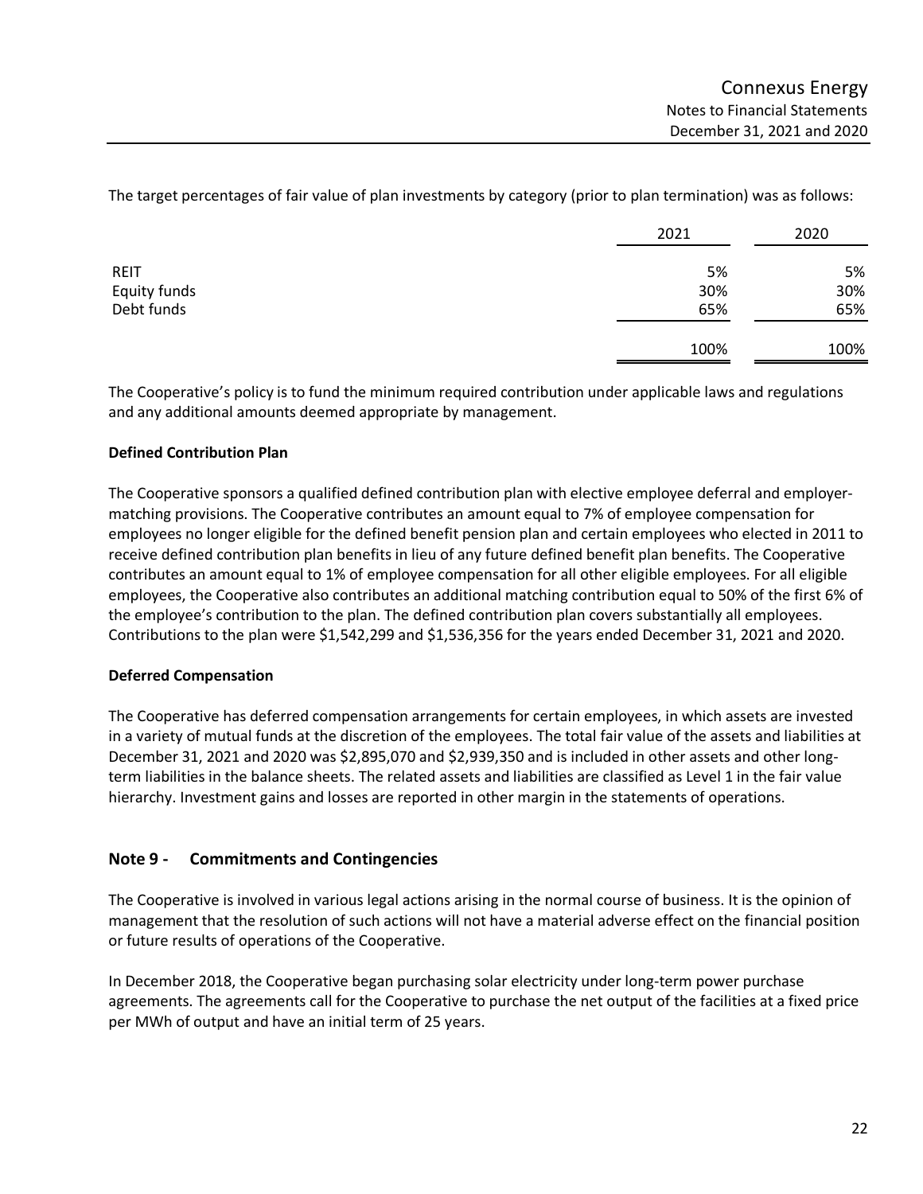The target percentages of fair value of plan investments by category (prior to plan termination) was as follows:

| | 2021 | 2020 |
|---|---|---|
| REIT | 5% | 5% |
| Equity funds | 30% | 30% |
| Debt funds | 65% | 65% |
| | 100% | 100% |

The Cooperative's policy is to fund the minimum required contribution under applicable laws and regulations and any additional amounts deemed appropriate by management.

**Defined Contribution Plan**

The Cooperative sponsors a qualified defined contribution plan with elective employee deferral and employer-matching provisions. The Cooperative contributes an amount equal to 7% of employee compensation for employees no longer eligible for the defined benefit pension plan and certain employees who elected in 2011 to receive defined contribution plan benefits in lieu of any future defined benefit plan benefits. The Cooperative contributes an amount equal to 1% of employee compensation for all other eligible employees. For all eligible employees, the Cooperative also contributes an additional matching contribution equal to 50% of the first 6% of the employee's contribution to the plan. The defined contribution plan covers substantially all employees. Contributions to the plan were $1,542,299 and $1,536,356 for the years ended December 31, 2021 and 2020.

**Deferred Compensation**

The Cooperative has deferred compensation arrangements for certain employees, in which assets are invested in a variety of mutual funds at the discretion of the employees. The total fair value of the assets and liabilities at December 31, 2021 and 2020 was $2,895,070 and $2,939,350 and is included in other assets and other long-term liabilities in the balance sheets. The related assets and liabilities are classified as Level 1 in the fair value hierarchy. Investment gains and losses are reported in other margin in the statements of operations.

## Note 9 - Commitments and Contingencies

The Cooperative is involved in various legal actions arising in the normal course of business. It is the opinion of management that the resolution of such actions will not have a material adverse effect on the financial position or future results of operations of the Cooperative.

In December 2018, the Cooperative began purchasing solar electricity under long-term power purchase agreements. The agreements call for the Cooperative to purchase the net output of the facilities at a fixed price per MWh of output and have an initial term of 25 years.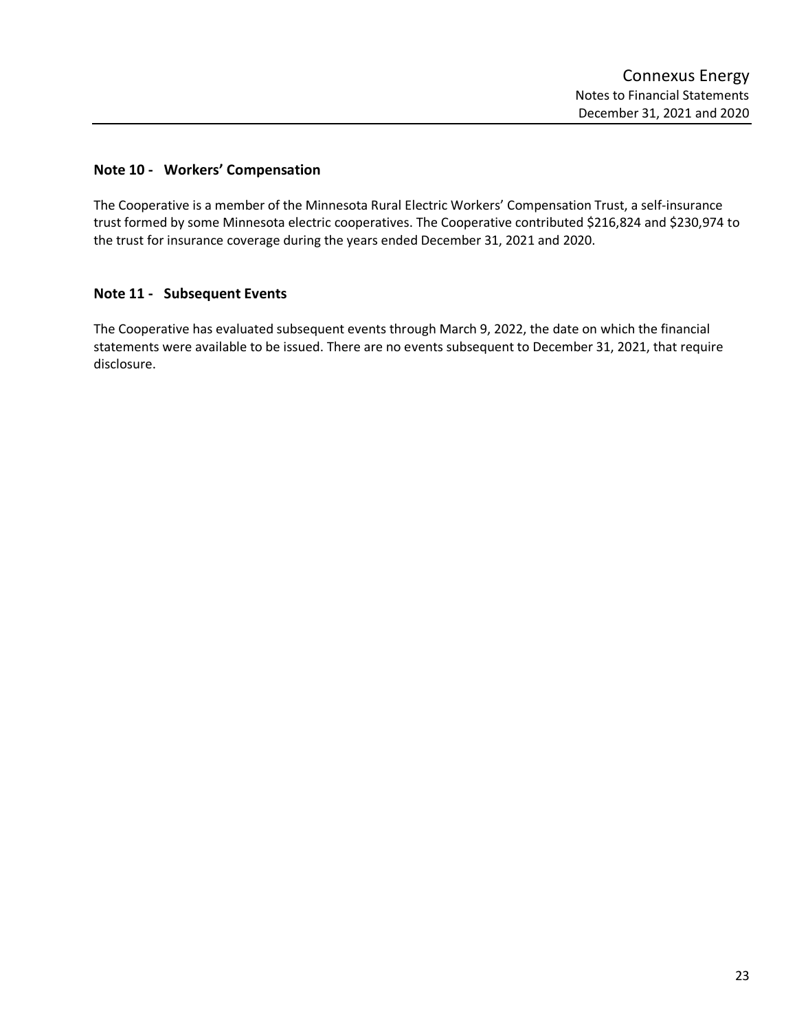## Note 10 - Workers' Compensation

The Cooperative is a member of the Minnesota Rural Electric Workers' Compensation Trust, a self-insurance trust formed by some Minnesota electric cooperatives. The Cooperative contributed $216,824 and $230,974 to the trust for insurance coverage during the years ended December 31, 2021 and 2020.

## Note 11 - Subsequent Events

The Cooperative has evaluated subsequent events through March 9, 2022, the date on which the financial statements were available to be issued. There are no events subsequent to December 31, 2021, that require disclosure.